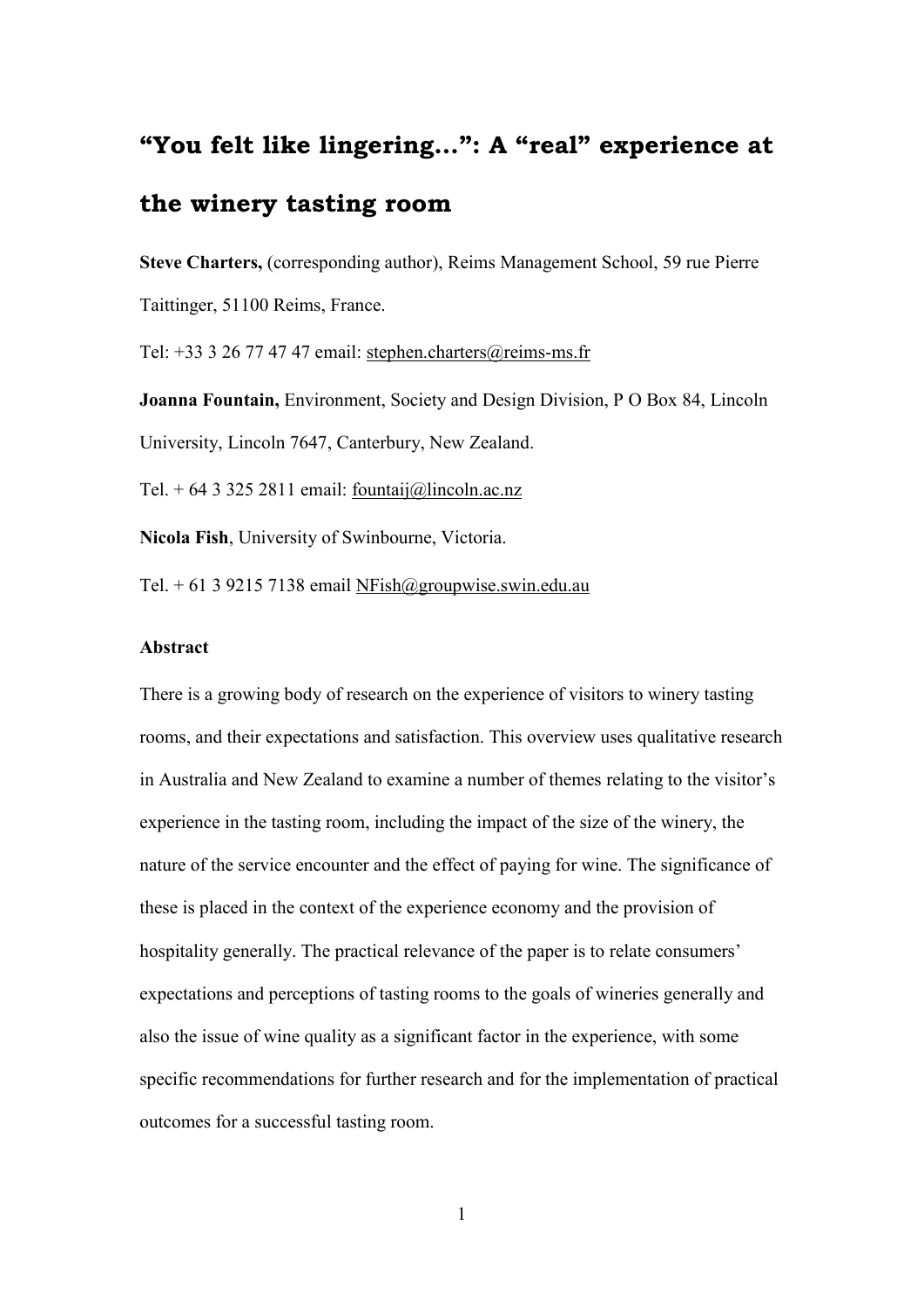# “You felt like lingering…”: A “real” experience at the winery tasting room

**Steve Charters,** (corresponding author), Reims Management School, 59 rue Pierre Taittinger, 51100 Reims, France.

Tel: +33 3 26 77 47 47 email: stephen.charters@reims-ms.fr

**Joanna Fountain,** Environment, Society and Design Division, P O Box 84, Lincoln University, Lincoln 7647, Canterbury, New Zealand.

Tel. + 64 3 325 2811 email: fountaij@lincoln.ac.nz

**Nicola Fish**, University of Swinbourne, Victoria.

Tel. + 61 3 9215 7138 email NFish@groupwise.swin.edu.au

**Abstract**

There is a growing body of research on the experience of visitors to winery tasting rooms, and their expectations and satisfaction. This overview uses qualitative research in Australia and New Zealand to examine a number of themes relating to the visitor’s experience in the tasting room, including the impact of the size of the winery, the nature of the service encounter and the effect of paying for wine. The significance of these is placed in the context of the experience economy and the provision of hospitality generally. The practical relevance of the paper is to relate consumers’ expectations and perceptions of tasting rooms to the goals of wineries generally and also the issue of wine quality as a significant factor in the experience, with some specific recommendations for further research and for the implementation of practical outcomes for a successful tasting room.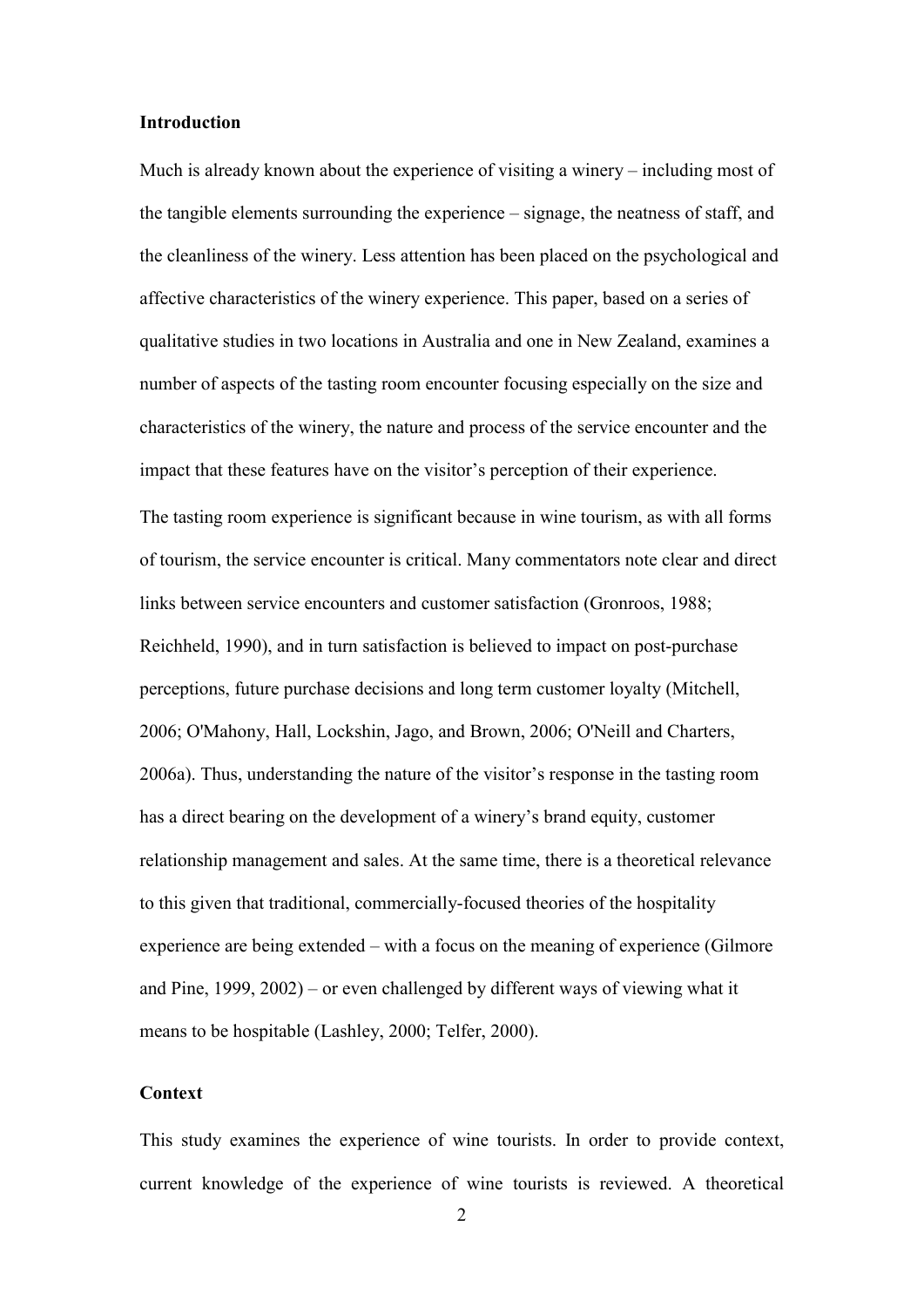## Introduction

Much is already known about the experience of visiting a winery – including most of the tangible elements surrounding the experience – signage, the neatness of staff, and the cleanliness of the winery. Less attention has been placed on the psychological and affective characteristics of the winery experience. This paper, based on a series of qualitative studies in two locations in Australia and one in New Zealand, examines a number of aspects of the tasting room encounter focusing especially on the size and characteristics of the winery, the nature and process of the service encounter and the impact that these features have on the visitor's perception of their experience.

The tasting room experience is significant because in wine tourism, as with all forms of tourism, the service encounter is critical. Many commentators note clear and direct links between service encounters and customer satisfaction (Gronroos, 1988; Reichheld, 1990), and in turn satisfaction is believed to impact on post-purchase perceptions, future purchase decisions and long term customer loyalty (Mitchell, 2006; O'Mahony, Hall, Lockshin, Jago, and Brown, 2006; O'Neill and Charters, 2006a). Thus, understanding the nature of the visitor's response in the tasting room has a direct bearing on the development of a winery's brand equity, customer relationship management and sales. At the same time, there is a theoretical relevance to this given that traditional, commercially-focused theories of the hospitality experience are being extended – with a focus on the meaning of experience (Gilmore and Pine, 1999, 2002) – or even challenged by different ways of viewing what it means to be hospitable (Lashley, 2000; Telfer, 2000).

## Context

This study examines the experience of wine tourists. In order to provide context, current knowledge of the experience of wine tourists is reviewed. A theoretical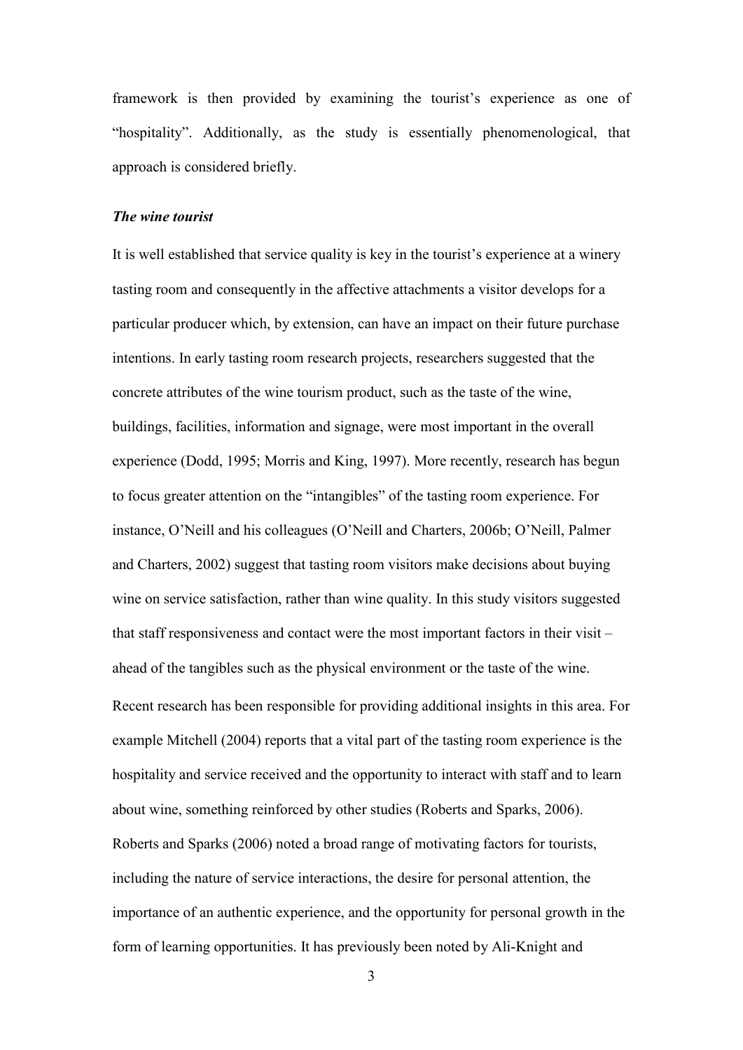framework is then provided by examining the tourist's experience as one of "hospitality". Additionally, as the study is essentially phenomenological, that approach is considered briefly.

### *The wine tourist*

It is well established that service quality is key in the tourist's experience at a winery tasting room and consequently in the affective attachments a visitor develops for a particular producer which, by extension, can have an impact on their future purchase intentions. In early tasting room research projects, researchers suggested that the concrete attributes of the wine tourism product, such as the taste of the wine, buildings, facilities, information and signage, were most important in the overall experience (Dodd, 1995; Morris and King, 1997). More recently, research has begun to focus greater attention on the "intangibles" of the tasting room experience. For instance, O'Neill and his colleagues (O'Neill and Charters, 2006b; O'Neill, Palmer and Charters, 2002) suggest that tasting room visitors make decisions about buying wine on service satisfaction, rather than wine quality. In this study visitors suggested that staff responsiveness and contact were the most important factors in their visit – ahead of the tangibles such as the physical environment or the taste of the wine. Recent research has been responsible for providing additional insights in this area. For example Mitchell (2004) reports that a vital part of the tasting room experience is the hospitality and service received and the opportunity to interact with staff and to learn about wine, something reinforced by other studies (Roberts and Sparks, 2006). Roberts and Sparks (2006) noted a broad range of motivating factors for tourists, including the nature of service interactions, the desire for personal attention, the importance of an authentic experience, and the opportunity for personal growth in the form of learning opportunities. It has previously been noted by Ali-Knight and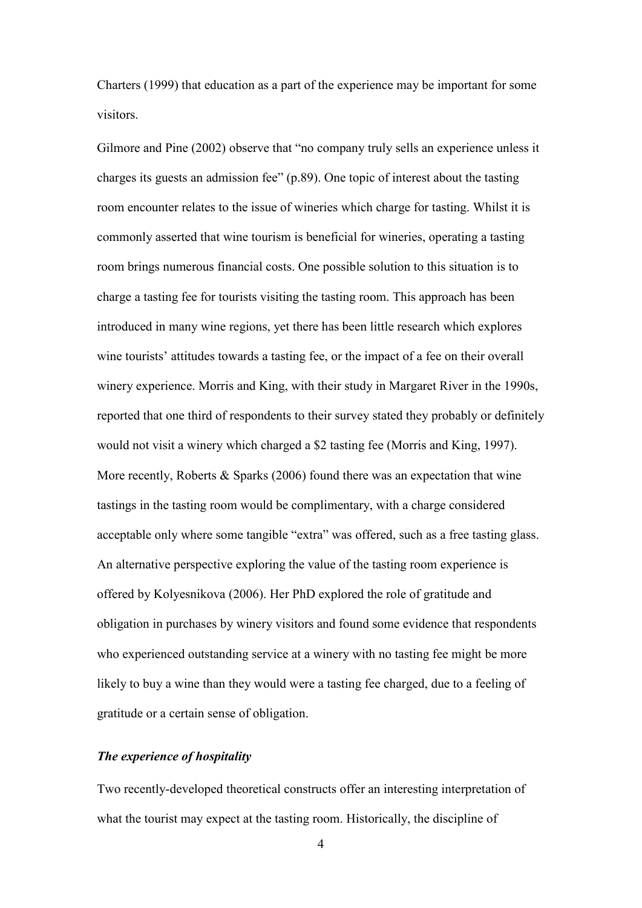Charters (1999) that education as a part of the experience may be important for some visitors.

Gilmore and Pine (2002) observe that "no company truly sells an experience unless it charges its guests an admission fee" (p.89). One topic of interest about the tasting room encounter relates to the issue of wineries which charge for tasting. Whilst it is commonly asserted that wine tourism is beneficial for wineries, operating a tasting room brings numerous financial costs. One possible solution to this situation is to charge a tasting fee for tourists visiting the tasting room. This approach has been introduced in many wine regions, yet there has been little research which explores wine tourists' attitudes towards a tasting fee, or the impact of a fee on their overall winery experience. Morris and King, with their study in Margaret River in the 1990s, reported that one third of respondents to their survey stated they probably or definitely would not visit a winery which charged a $2 tasting fee (Morris and King, 1997). More recently, Roberts & Sparks (2006) found there was an expectation that wine tastings in the tasting room would be complimentary, with a charge considered acceptable only where some tangible "extra" was offered, such as a free tasting glass. An alternative perspective exploring the value of the tasting room experience is offered by Kolyesnikova (2006). Her PhD explored the role of gratitude and obligation in purchases by winery visitors and found some evidence that respondents who experienced outstanding service at a winery with no tasting fee might be more likely to buy a wine than they would were a tasting fee charged, due to a feeling of gratitude or a certain sense of obligation.

### *The experience of hospitality*

Two recently-developed theoretical constructs offer an interesting interpretation of what the tourist may expect at the tasting room. Historically, the discipline of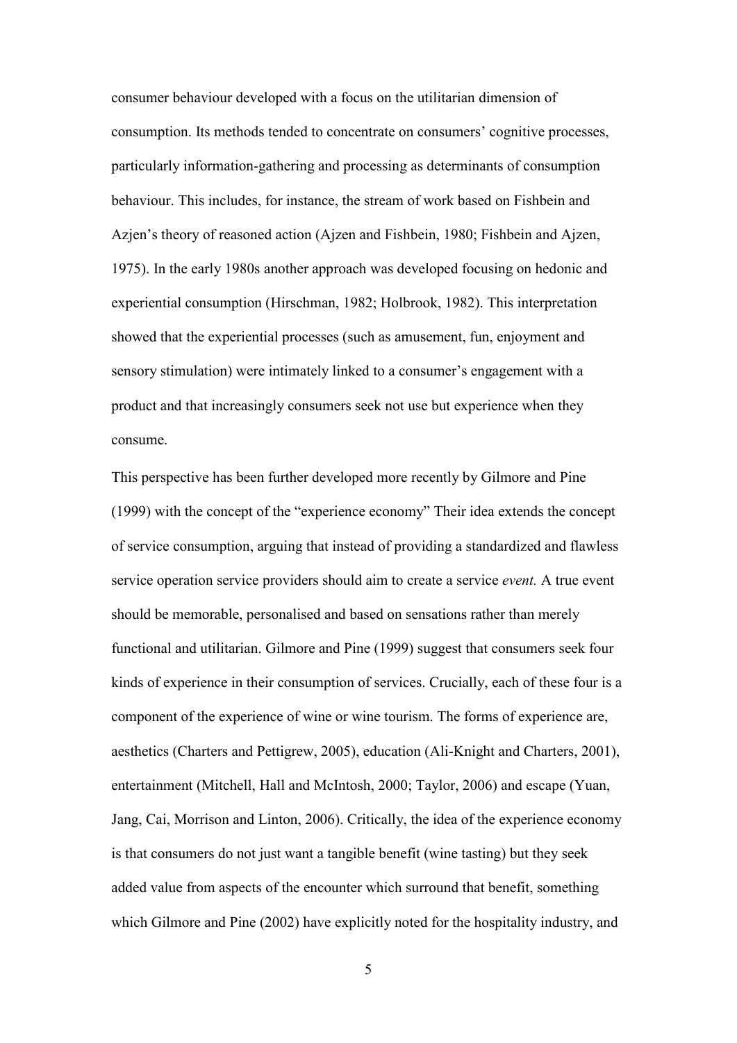consumer behaviour developed with a focus on the utilitarian dimension of consumption. Its methods tended to concentrate on consumers' cognitive processes, particularly information-gathering and processing as determinants of consumption behaviour. This includes, for instance, the stream of work based on Fishbein and Azjen's theory of reasoned action (Ajzen and Fishbein, 1980; Fishbein and Ajzen, 1975). In the early 1980s another approach was developed focusing on hedonic and experiential consumption (Hirschman, 1982; Holbrook, 1982). This interpretation showed that the experiential processes (such as amusement, fun, enjoyment and sensory stimulation) were intimately linked to a consumer's engagement with a product and that increasingly consumers seek not use but experience when they consume.

This perspective has been further developed more recently by Gilmore and Pine (1999) with the concept of the "experience economy" Their idea extends the concept of service consumption, arguing that instead of providing a standardized and flawless service operation service providers should aim to create a service *event.* A true event should be memorable, personalised and based on sensations rather than merely functional and utilitarian. Gilmore and Pine (1999) suggest that consumers seek four kinds of experience in their consumption of services. Crucially, each of these four is a component of the experience of wine or wine tourism. The forms of experience are, aesthetics (Charters and Pettigrew, 2005), education (Ali-Knight and Charters, 2001), entertainment (Mitchell, Hall and McIntosh, 2000; Taylor, 2006) and escape (Yuan, Jang, Cai, Morrison and Linton, 2006). Critically, the idea of the experience economy is that consumers do not just want a tangible benefit (wine tasting) but they seek added value from aspects of the encounter which surround that benefit, something which Gilmore and Pine (2002) have explicitly noted for the hospitality industry, and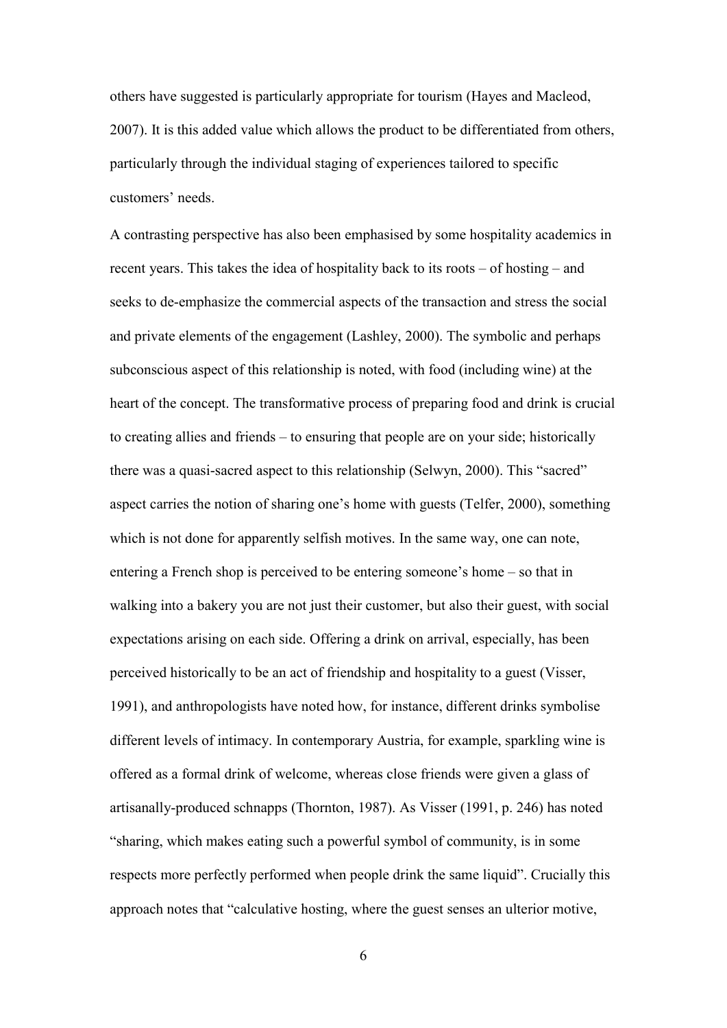others have suggested is particularly appropriate for tourism (Hayes and Macleod, 2007). It is this added value which allows the product to be differentiated from others, particularly through the individual staging of experiences tailored to specific customers' needs.

A contrasting perspective has also been emphasised by some hospitality academics in recent years. This takes the idea of hospitality back to its roots – of hosting – and seeks to de-emphasize the commercial aspects of the transaction and stress the social and private elements of the engagement (Lashley, 2000). The symbolic and perhaps subconscious aspect of this relationship is noted, with food (including wine) at the heart of the concept. The transformative process of preparing food and drink is crucial to creating allies and friends – to ensuring that people are on your side; historically there was a quasi-sacred aspect to this relationship (Selwyn, 2000). This "sacred" aspect carries the notion of sharing one's home with guests (Telfer, 2000), something which is not done for apparently selfish motives. In the same way, one can note, entering a French shop is perceived to be entering someone's home – so that in walking into a bakery you are not just their customer, but also their guest, with social expectations arising on each side. Offering a drink on arrival, especially, has been perceived historically to be an act of friendship and hospitality to a guest (Visser, 1991), and anthropologists have noted how, for instance, different drinks symbolise different levels of intimacy. In contemporary Austria, for example, sparkling wine is offered as a formal drink of welcome, whereas close friends were given a glass of artisanally-produced schnapps (Thornton, 1987). As Visser (1991, p. 246) has noted "sharing, which makes eating such a powerful symbol of community, is in some respects more perfectly performed when people drink the same liquid". Crucially this approach notes that "calculative hosting, where the guest senses an ulterior motive,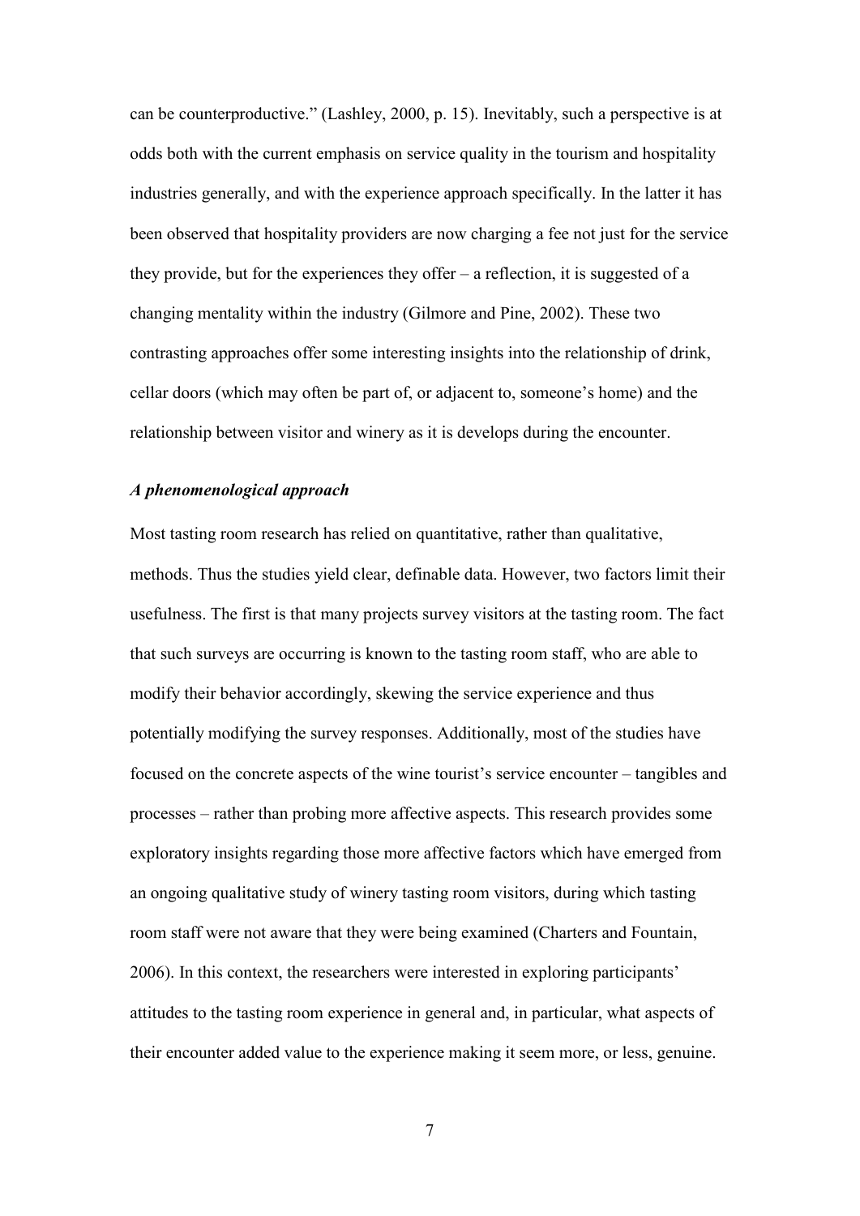can be counterproductive." (Lashley, 2000, p. 15). Inevitably, such a perspective is at odds both with the current emphasis on service quality in the tourism and hospitality industries generally, and with the experience approach specifically. In the latter it has been observed that hospitality providers are now charging a fee not just for the service they provide, but for the experiences they offer – a reflection, it is suggested of a changing mentality within the industry (Gilmore and Pine, 2002). These two contrasting approaches offer some interesting insights into the relationship of drink, cellar doors (which may often be part of, or adjacent to, someone's home) and the relationship between visitor and winery as it is develops during the encounter.

### *A phenomenological approach*

Most tasting room research has relied on quantitative, rather than qualitative, methods. Thus the studies yield clear, definable data. However, two factors limit their usefulness. The first is that many projects survey visitors at the tasting room. The fact that such surveys are occurring is known to the tasting room staff, who are able to modify their behavior accordingly, skewing the service experience and thus potentially modifying the survey responses. Additionally, most of the studies have focused on the concrete aspects of the wine tourist's service encounter – tangibles and processes – rather than probing more affective aspects. This research provides some exploratory insights regarding those more affective factors which have emerged from an ongoing qualitative study of winery tasting room visitors, during which tasting room staff were not aware that they were being examined (Charters and Fountain, 2006). In this context, the researchers were interested in exploring participants' attitudes to the tasting room experience in general and, in particular, what aspects of their encounter added value to the experience making it seem more, or less, genuine.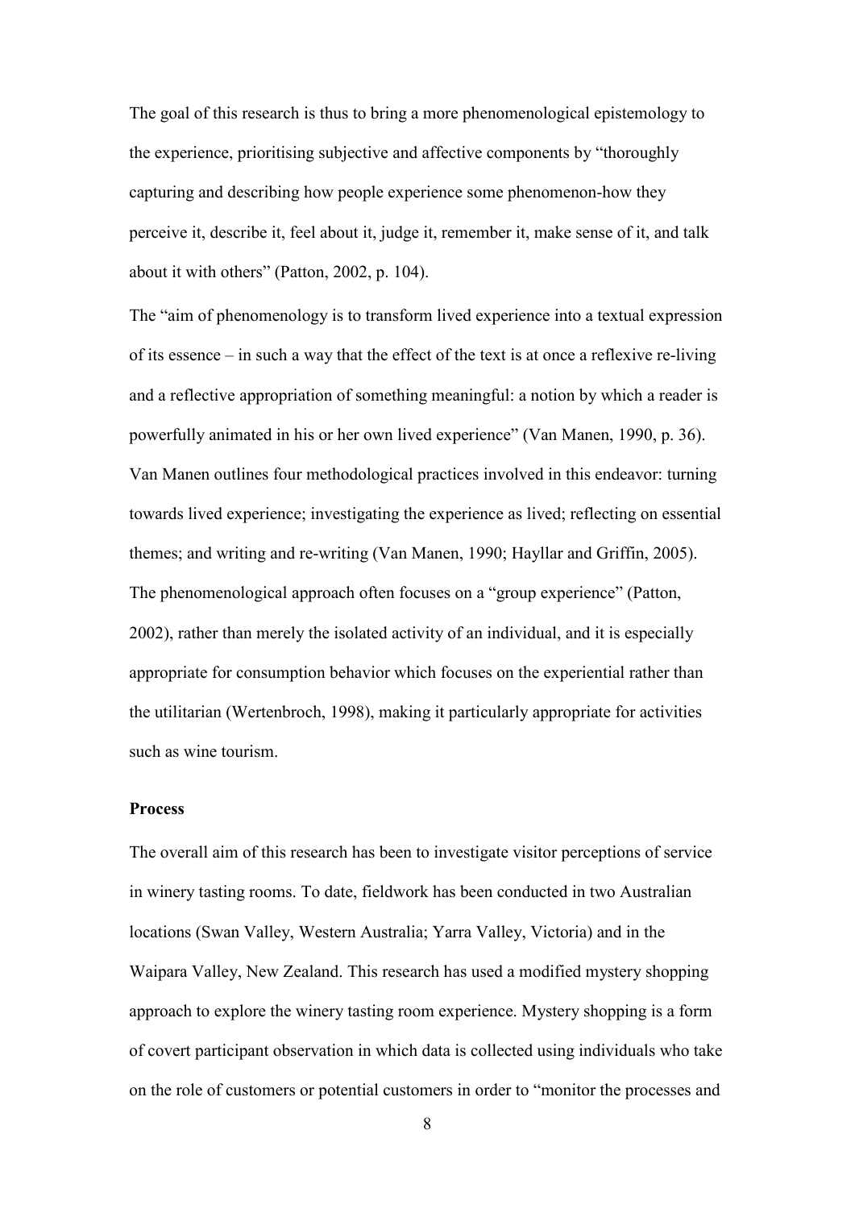The goal of this research is thus to bring a more phenomenological epistemology to the experience, prioritising subjective and affective components by "thoroughly capturing and describing how people experience some phenomenon-how they perceive it, describe it, feel about it, judge it, remember it, make sense of it, and talk about it with others" (Patton, 2002, p. 104).

The "aim of phenomenology is to transform lived experience into a textual expression of its essence – in such a way that the effect of the text is at once a reflexive re-living and a reflective appropriation of something meaningful: a notion by which a reader is powerfully animated in his or her own lived experience" (Van Manen, 1990, p. 36). Van Manen outlines four methodological practices involved in this endeavor: turning towards lived experience; investigating the experience as lived; reflecting on essential themes; and writing and re-writing (Van Manen, 1990; Hayllar and Griffin, 2005). The phenomenological approach often focuses on a "group experience" (Patton, 2002), rather than merely the isolated activity of an individual, and it is especially appropriate for consumption behavior which focuses on the experiential rather than the utilitarian (Wertenbroch, 1998), making it particularly appropriate for activities such as wine tourism.

**Process**

The overall aim of this research has been to investigate visitor perceptions of service in winery tasting rooms. To date, fieldwork has been conducted in two Australian locations (Swan Valley, Western Australia; Yarra Valley, Victoria) and in the Waipara Valley, New Zealand. This research has used a modified mystery shopping approach to explore the winery tasting room experience. Mystery shopping is a form of covert participant observation in which data is collected using individuals who take on the role of customers or potential customers in order to "monitor the processes and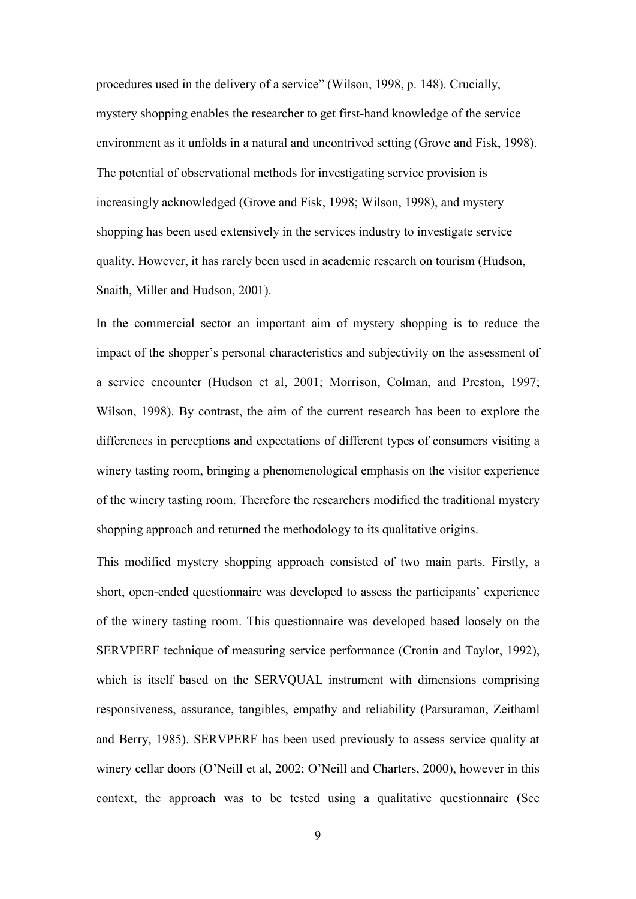procedures used in the delivery of a service" (Wilson, 1998, p. 148). Crucially, mystery shopping enables the researcher to get first-hand knowledge of the service environment as it unfolds in a natural and uncontrived setting (Grove and Fisk, 1998). The potential of observational methods for investigating service provision is increasingly acknowledged (Grove and Fisk, 1998; Wilson, 1998), and mystery shopping has been used extensively in the services industry to investigate service quality. However, it has rarely been used in academic research on tourism (Hudson, Snaith, Miller and Hudson, 2001).

In the commercial sector an important aim of mystery shopping is to reduce the impact of the shopper's personal characteristics and subjectivity on the assessment of a service encounter (Hudson et al, 2001; Morrison, Colman, and Preston, 1997; Wilson, 1998). By contrast, the aim of the current research has been to explore the differences in perceptions and expectations of different types of consumers visiting a winery tasting room, bringing a phenomenological emphasis on the visitor experience of the winery tasting room. Therefore the researchers modified the traditional mystery shopping approach and returned the methodology to its qualitative origins.

This modified mystery shopping approach consisted of two main parts. Firstly, a short, open-ended questionnaire was developed to assess the participants' experience of the winery tasting room. This questionnaire was developed based loosely on the SERVPERF technique of measuring service performance (Cronin and Taylor, 1992), which is itself based on the SERVQUAL instrument with dimensions comprising responsiveness, assurance, tangibles, empathy and reliability (Parsuraman, Zeithaml and Berry, 1985). SERVPERF has been used previously to assess service quality at winery cellar doors (O'Neill et al, 2002; O'Neill and Charters, 2000), however in this context, the approach was to be tested using a qualitative questionnaire (See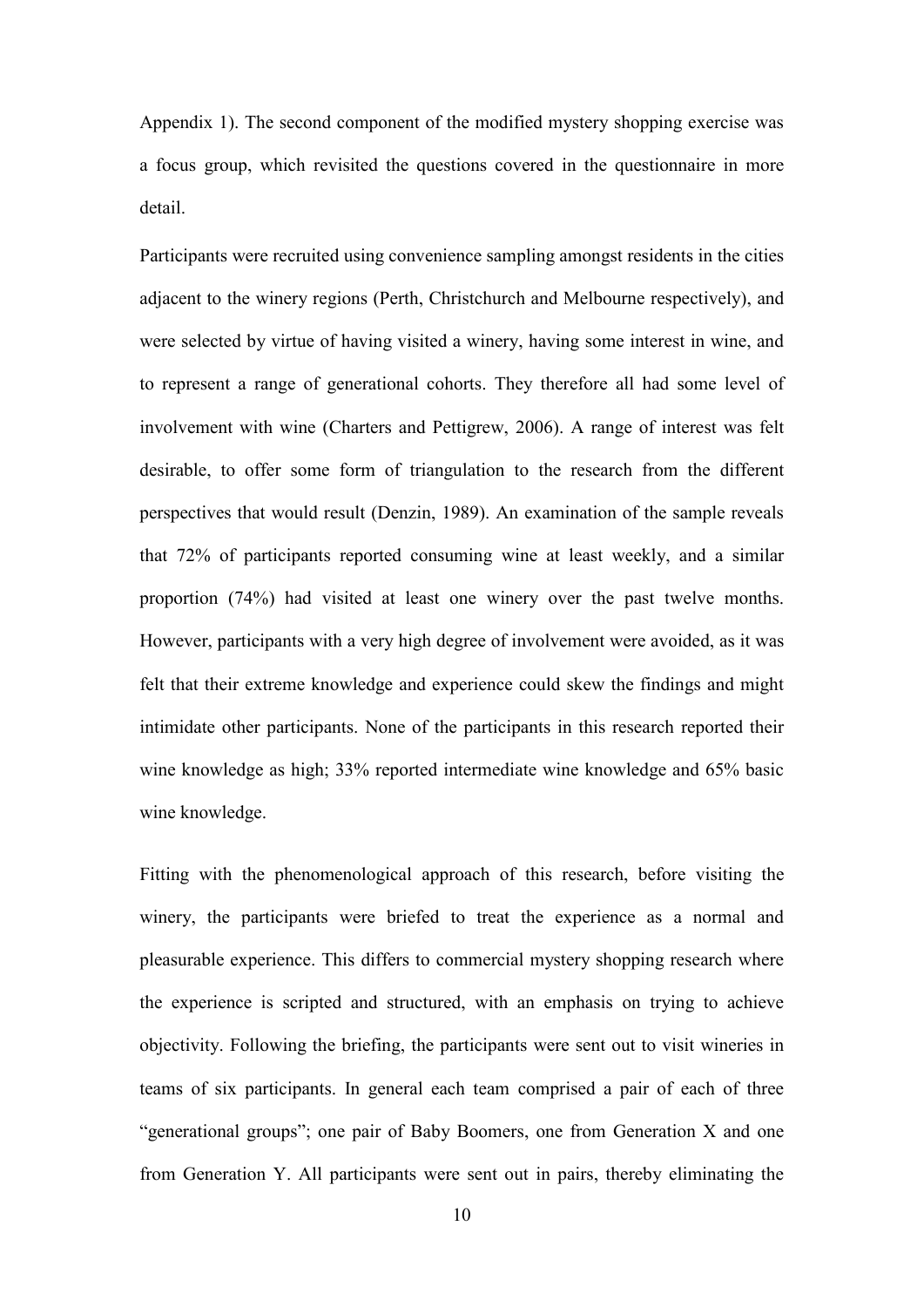Appendix 1). The second component of the modified mystery shopping exercise was a focus group, which revisited the questions covered in the questionnaire in more detail.

Participants were recruited using convenience sampling amongst residents in the cities adjacent to the winery regions (Perth, Christchurch and Melbourne respectively), and were selected by virtue of having visited a winery, having some interest in wine, and to represent a range of generational cohorts. They therefore all had some level of involvement with wine (Charters and Pettigrew, 2006). A range of interest was felt desirable, to offer some form of triangulation to the research from the different perspectives that would result (Denzin, 1989). An examination of the sample reveals that 72% of participants reported consuming wine at least weekly, and a similar proportion (74%) had visited at least one winery over the past twelve months. However, participants with a very high degree of involvement were avoided, as it was felt that their extreme knowledge and experience could skew the findings and might intimidate other participants. None of the participants in this research reported their wine knowledge as high; 33% reported intermediate wine knowledge and 65% basic wine knowledge.

Fitting with the phenomenological approach of this research, before visiting the winery, the participants were briefed to treat the experience as a normal and pleasurable experience. This differs to commercial mystery shopping research where the experience is scripted and structured, with an emphasis on trying to achieve objectivity. Following the briefing, the participants were sent out to visit wineries in teams of six participants. In general each team comprised a pair of each of three "generational groups"; one pair of Baby Boomers, one from Generation X and one from Generation Y. All participants were sent out in pairs, thereby eliminating the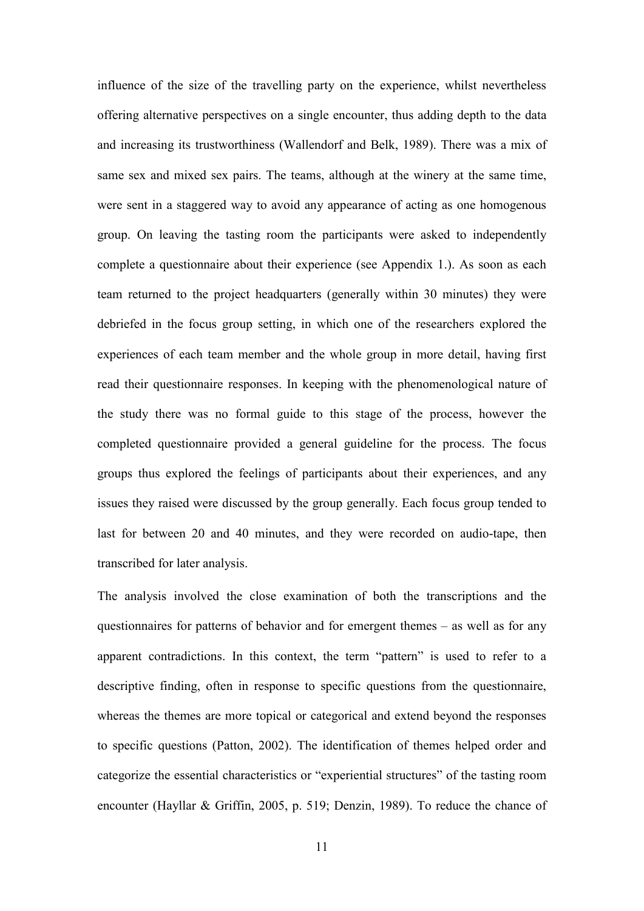influence of the size of the travelling party on the experience, whilst nevertheless offering alternative perspectives on a single encounter, thus adding depth to the data and increasing its trustworthiness (Wallendorf and Belk, 1989). There was a mix of same sex and mixed sex pairs. The teams, although at the winery at the same time, were sent in a staggered way to avoid any appearance of acting as one homogenous group. On leaving the tasting room the participants were asked to independently complete a questionnaire about their experience (see Appendix 1.). As soon as each team returned to the project headquarters (generally within 30 minutes) they were debriefed in the focus group setting, in which one of the researchers explored the experiences of each team member and the whole group in more detail, having first read their questionnaire responses. In keeping with the phenomenological nature of the study there was no formal guide to this stage of the process, however the completed questionnaire provided a general guideline for the process. The focus groups thus explored the feelings of participants about their experiences, and any issues they raised were discussed by the group generally. Each focus group tended to last for between 20 and 40 minutes, and they were recorded on audio-tape, then transcribed for later analysis.

The analysis involved the close examination of both the transcriptions and the questionnaires for patterns of behavior and for emergent themes – as well as for any apparent contradictions. In this context, the term "pattern" is used to refer to a descriptive finding, often in response to specific questions from the questionnaire, whereas the themes are more topical or categorical and extend beyond the responses to specific questions (Patton, 2002). The identification of themes helped order and categorize the essential characteristics or "experiential structures" of the tasting room encounter (Hayllar & Griffin, 2005, p. 519; Denzin, 1989). To reduce the chance of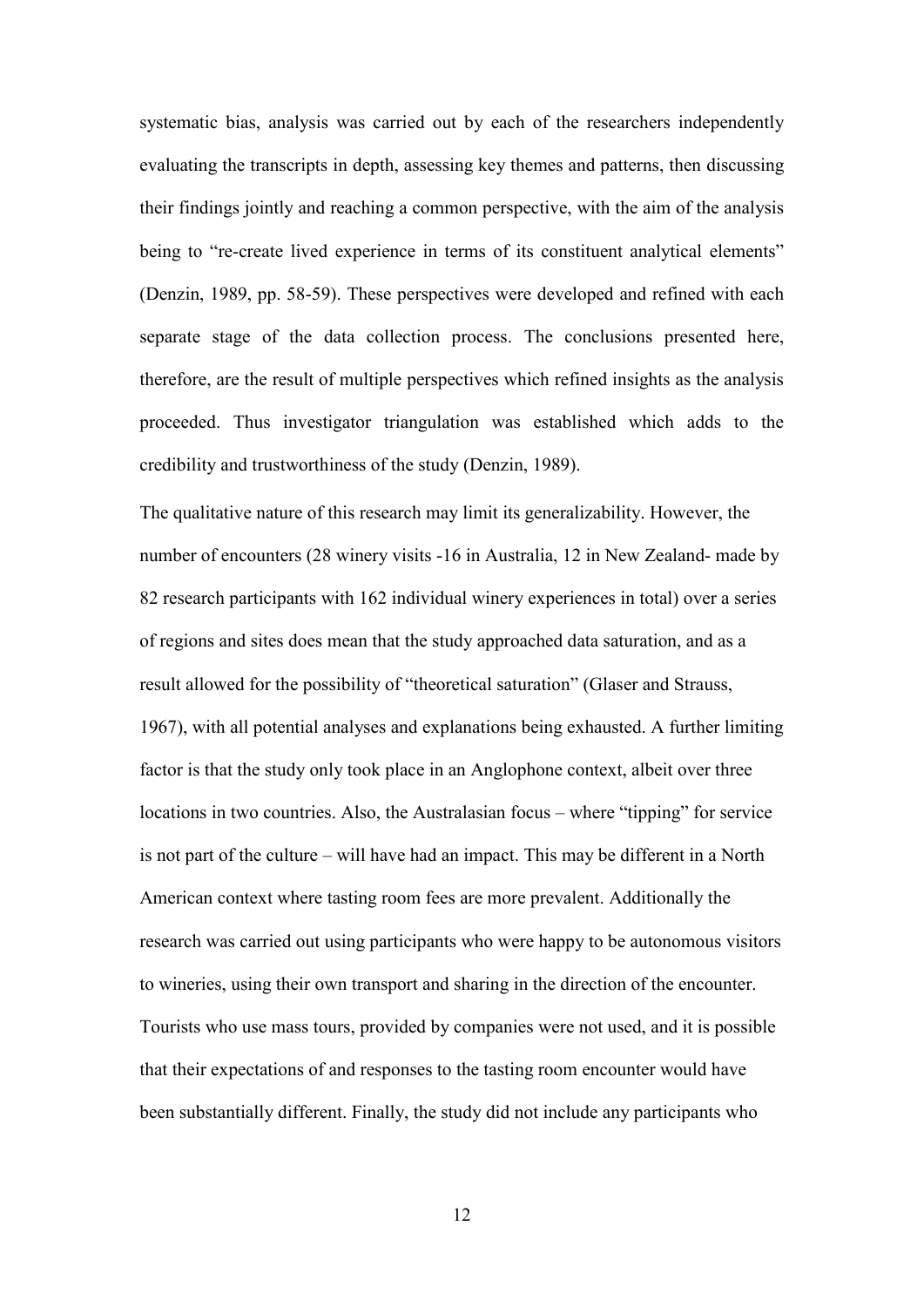systematic bias, analysis was carried out by each of the researchers independently evaluating the transcripts in depth, assessing key themes and patterns, then discussing their findings jointly and reaching a common perspective, with the aim of the analysis being to "re-create lived experience in terms of its constituent analytical elements" (Denzin, 1989, pp. 58-59). These perspectives were developed and refined with each separate stage of the data collection process. The conclusions presented here, therefore, are the result of multiple perspectives which refined insights as the analysis proceeded. Thus investigator triangulation was established which adds to the credibility and trustworthiness of the study (Denzin, 1989).

The qualitative nature of this research may limit its generalizability. However, the number of encounters (28 winery visits -16 in Australia, 12 in New Zealand- made by 82 research participants with 162 individual winery experiences in total) over a series of regions and sites does mean that the study approached data saturation, and as a result allowed for the possibility of "theoretical saturation" (Glaser and Strauss, 1967), with all potential analyses and explanations being exhausted. A further limiting factor is that the study only took place in an Anglophone context, albeit over three locations in two countries. Also, the Australasian focus – where "tipping" for service is not part of the culture – will have had an impact. This may be different in a North American context where tasting room fees are more prevalent. Additionally the research was carried out using participants who were happy to be autonomous visitors to wineries, using their own transport and sharing in the direction of the encounter. Tourists who use mass tours, provided by companies were not used, and it is possible that their expectations of and responses to the tasting room encounter would have been substantially different. Finally, the study did not include any participants who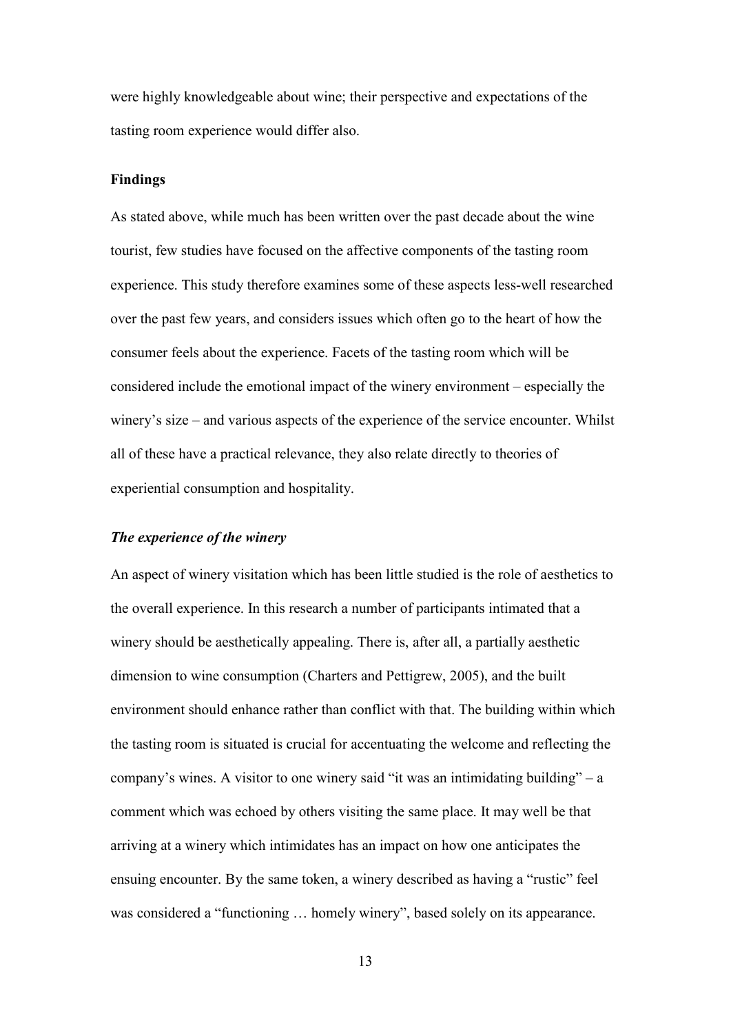were highly knowledgeable about wine; their perspective and expectations of the tasting room experience would differ also.

## Findings

As stated above, while much has been written over the past decade about the wine tourist, few studies have focused on the affective components of the tasting room experience. This study therefore examines some of these aspects less-well researched over the past few years, and considers issues which often go to the heart of how the consumer feels about the experience. Facets of the tasting room which will be considered include the emotional impact of the winery environment – especially the winery's size – and various aspects of the experience of the service encounter. Whilst all of these have a practical relevance, they also relate directly to theories of experiential consumption and hospitality.

### *The experience of the winery*

An aspect of winery visitation which has been little studied is the role of aesthetics to the overall experience. In this research a number of participants intimated that a winery should be aesthetically appealing. There is, after all, a partially aesthetic dimension to wine consumption (Charters and Pettigrew, 2005), and the built environment should enhance rather than conflict with that. The building within which the tasting room is situated is crucial for accentuating the welcome and reflecting the company's wines. A visitor to one winery said "it was an intimidating building" – a comment which was echoed by others visiting the same place. It may well be that arriving at a winery which intimidates has an impact on how one anticipates the ensuing encounter. By the same token, a winery described as having a "rustic" feel was considered a "functioning … homely winery", based solely on its appearance.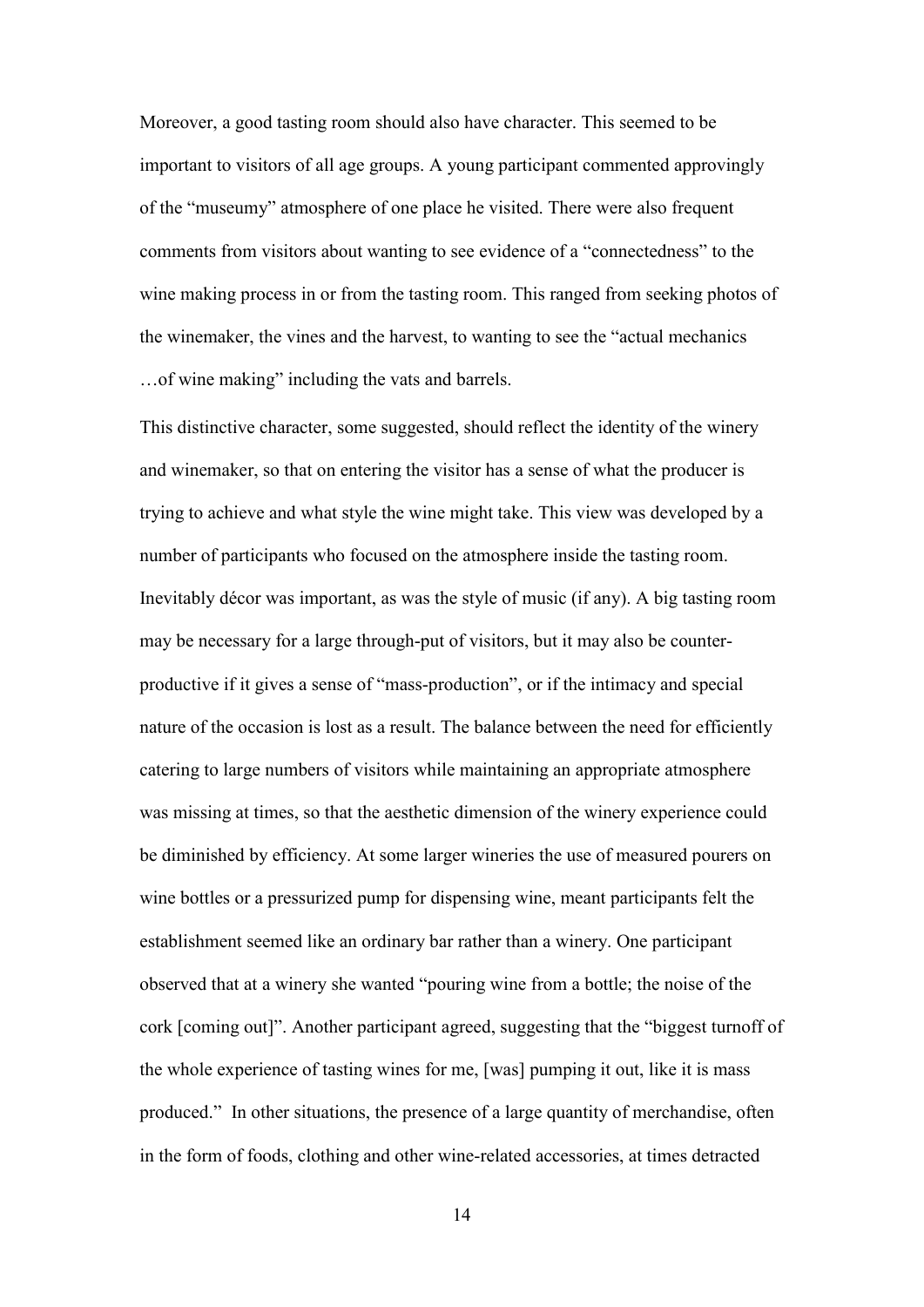Moreover, a good tasting room should also have character. This seemed to be important to visitors of all age groups. A young participant commented approvingly of the "museumy" atmosphere of one place he visited. There were also frequent comments from visitors about wanting to see evidence of a "connectedness" to the wine making process in or from the tasting room. This ranged from seeking photos of the winemaker, the vines and the harvest, to wanting to see the "actual mechanics …of wine making" including the vats and barrels.

This distinctive character, some suggested, should reflect the identity of the winery and winemaker, so that on entering the visitor has a sense of what the producer is trying to achieve and what style the wine might take. This view was developed by a number of participants who focused on the atmosphere inside the tasting room. Inevitably décor was important, as was the style of music (if any). A big tasting room may be necessary for a large through-put of visitors, but it may also be counter-productive if it gives a sense of "mass-production", or if the intimacy and special nature of the occasion is lost as a result. The balance between the need for efficiently catering to large numbers of visitors while maintaining an appropriate atmosphere was missing at times, so that the aesthetic dimension of the winery experience could be diminished by efficiency. At some larger wineries the use of measured pourers on wine bottles or a pressurized pump for dispensing wine, meant participants felt the establishment seemed like an ordinary bar rather than a winery. One participant observed that at a winery she wanted "pouring wine from a bottle; the noise of the cork [coming out]". Another participant agreed, suggesting that the "biggest turnoff of the whole experience of tasting wines for me, [was] pumping it out, like it is mass produced." In other situations, the presence of a large quantity of merchandise, often in the form of foods, clothing and other wine-related accessories, at times detracted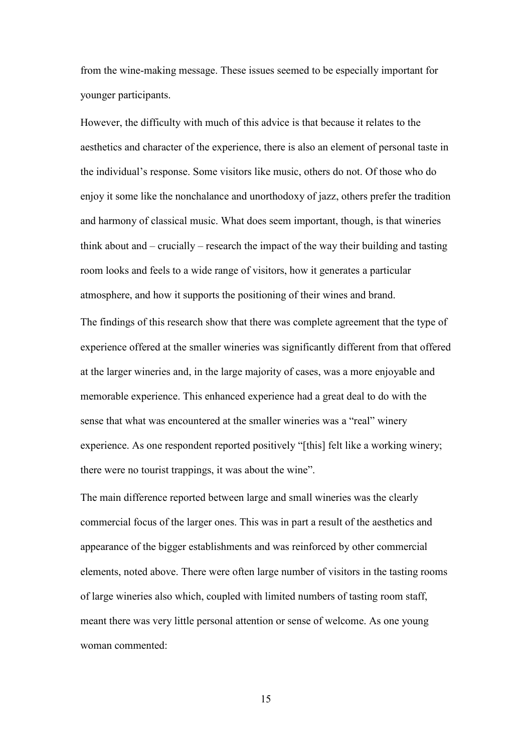from the wine-making message. These issues seemed to be especially important for younger participants.

However, the difficulty with much of this advice is that because it relates to the aesthetics and character of the experience, there is also an element of personal taste in the individual's response. Some visitors like music, others do not. Of those who do enjoy it some like the nonchalance and unorthodoxy of jazz, others prefer the tradition and harmony of classical music. What does seem important, though, is that wineries think about and – crucially – research the impact of the way their building and tasting room looks and feels to a wide range of visitors, how it generates a particular atmosphere, and how it supports the positioning of their wines and brand.

The findings of this research show that there was complete agreement that the type of experience offered at the smaller wineries was significantly different from that offered at the larger wineries and, in the large majority of cases, was a more enjoyable and memorable experience. This enhanced experience had a great deal to do with the sense that what was encountered at the smaller wineries was a "real" winery experience. As one respondent reported positively "[this] felt like a working winery; there were no tourist trappings, it was about the wine".

The main difference reported between large and small wineries was the clearly commercial focus of the larger ones. This was in part a result of the aesthetics and appearance of the bigger establishments and was reinforced by other commercial elements, noted above. There were often large number of visitors in the tasting rooms of large wineries also which, coupled with limited numbers of tasting room staff, meant there was very little personal attention or sense of welcome. As one young woman commented: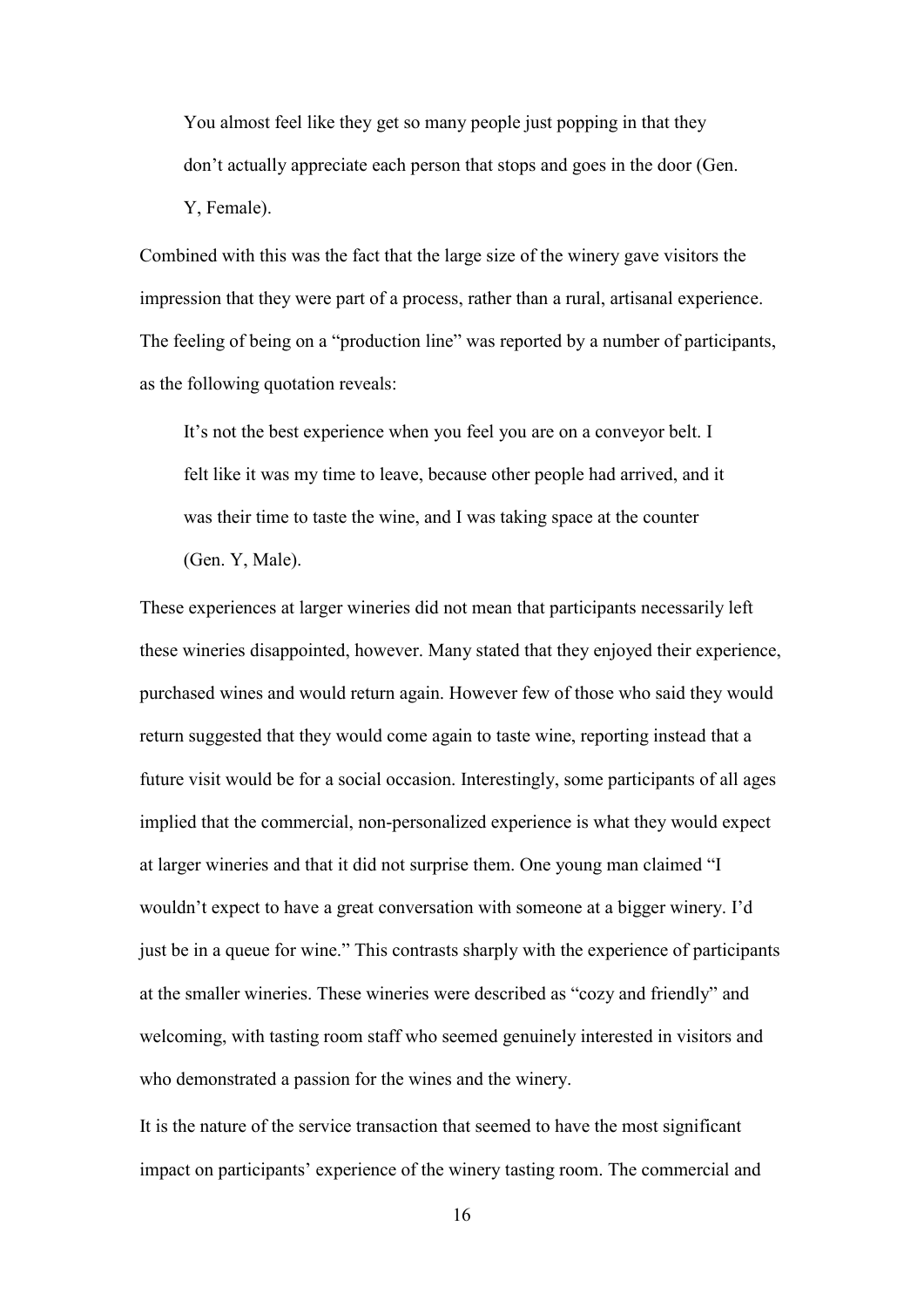> You almost feel like they get so many people just popping in that they don't actually appreciate each person that stops and goes in the door (Gen. Y, Female).

Combined with this was the fact that the large size of the winery gave visitors the impression that they were part of a process, rather than a rural, artisanal experience. The feeling of being on a "production line" was reported by a number of participants, as the following quotation reveals:

> It's not the best experience when you feel you are on a conveyor belt. I felt like it was my time to leave, because other people had arrived, and it was their time to taste the wine, and I was taking space at the counter (Gen. Y, Male).

These experiences at larger wineries did not mean that participants necessarily left these wineries disappointed, however. Many stated that they enjoyed their experience, purchased wines and would return again. However few of those who said they would return suggested that they would come again to taste wine, reporting instead that a future visit would be for a social occasion. Interestingly, some participants of all ages implied that the commercial, non-personalized experience is what they would expect at larger wineries and that it did not surprise them. One young man claimed "I wouldn't expect to have a great conversation with someone at a bigger winery. I'd just be in a queue for wine." This contrasts sharply with the experience of participants at the smaller wineries. These wineries were described as "cozy and friendly" and welcoming, with tasting room staff who seemed genuinely interested in visitors and who demonstrated a passion for the wines and the winery.

It is the nature of the service transaction that seemed to have the most significant impact on participants' experience of the winery tasting room. The commercial and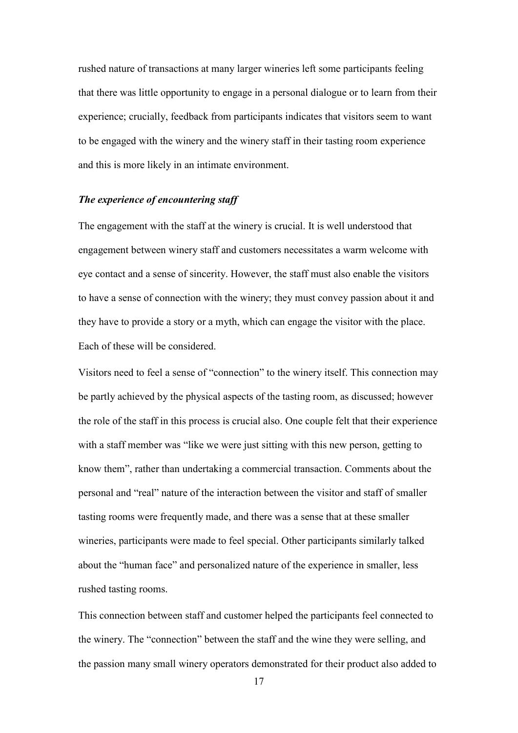rushed nature of transactions at many larger wineries left some participants feeling that there was little opportunity to engage in a personal dialogue or to learn from their experience; crucially, feedback from participants indicates that visitors seem to want to be engaged with the winery and the winery staff in their tasting room experience and this is more likely in an intimate environment.

### *The experience of encountering staff*

The engagement with the staff at the winery is crucial. It is well understood that engagement between winery staff and customers necessitates a warm welcome with eye contact and a sense of sincerity. However, the staff must also enable the visitors to have a sense of connection with the winery; they must convey passion about it and they have to provide a story or a myth, which can engage the visitor with the place. Each of these will be considered.

Visitors need to feel a sense of "connection" to the winery itself. This connection may be partly achieved by the physical aspects of the tasting room, as discussed; however the role of the staff in this process is crucial also. One couple felt that their experience with a staff member was "like we were just sitting with this new person, getting to know them", rather than undertaking a commercial transaction. Comments about the personal and "real" nature of the interaction between the visitor and staff of smaller tasting rooms were frequently made, and there was a sense that at these smaller wineries, participants were made to feel special. Other participants similarly talked about the "human face" and personalized nature of the experience in smaller, less rushed tasting rooms.

This connection between staff and customer helped the participants feel connected to the winery. The "connection" between the staff and the wine they were selling, and the passion many small winery operators demonstrated for their product also added to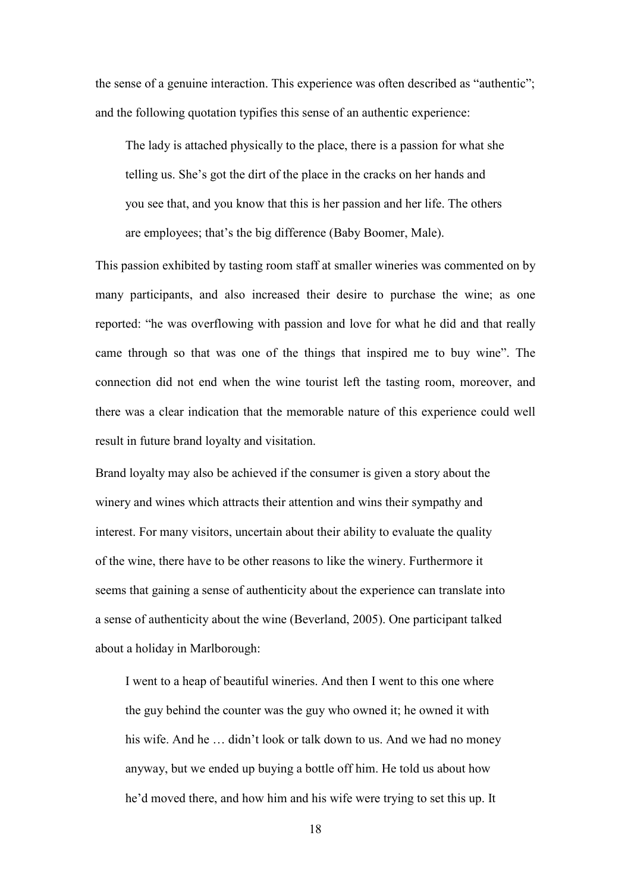the sense of a genuine interaction. This experience was often described as "authentic"; and the following quotation typifies this sense of an authentic experience:

> The lady is attached physically to the place, there is a passion for what she telling us. She's got the dirt of the place in the cracks on her hands and you see that, and you know that this is her passion and her life. The others are employees; that's the big difference (Baby Boomer, Male).

This passion exhibited by tasting room staff at smaller wineries was commented on by many participants, and also increased their desire to purchase the wine; as one reported: "he was overflowing with passion and love for what he did and that really came through so that was one of the things that inspired me to buy wine". The connection did not end when the wine tourist left the tasting room, moreover, and there was a clear indication that the memorable nature of this experience could well result in future brand loyalty and visitation.

Brand loyalty may also be achieved if the consumer is given a story about the winery and wines which attracts their attention and wins their sympathy and interest. For many visitors, uncertain about their ability to evaluate the quality of the wine, there have to be other reasons to like the winery. Furthermore it seems that gaining a sense of authenticity about the experience can translate into a sense of authenticity about the wine (Beverland, 2005). One participant talked about a holiday in Marlborough:

> I went to a heap of beautiful wineries. And then I went to this one where the guy behind the counter was the guy who owned it; he owned it with his wife. And he … didn't look or talk down to us. And we had no money anyway, but we ended up buying a bottle off him. He told us about how he'd moved there, and how him and his wife were trying to set this up. It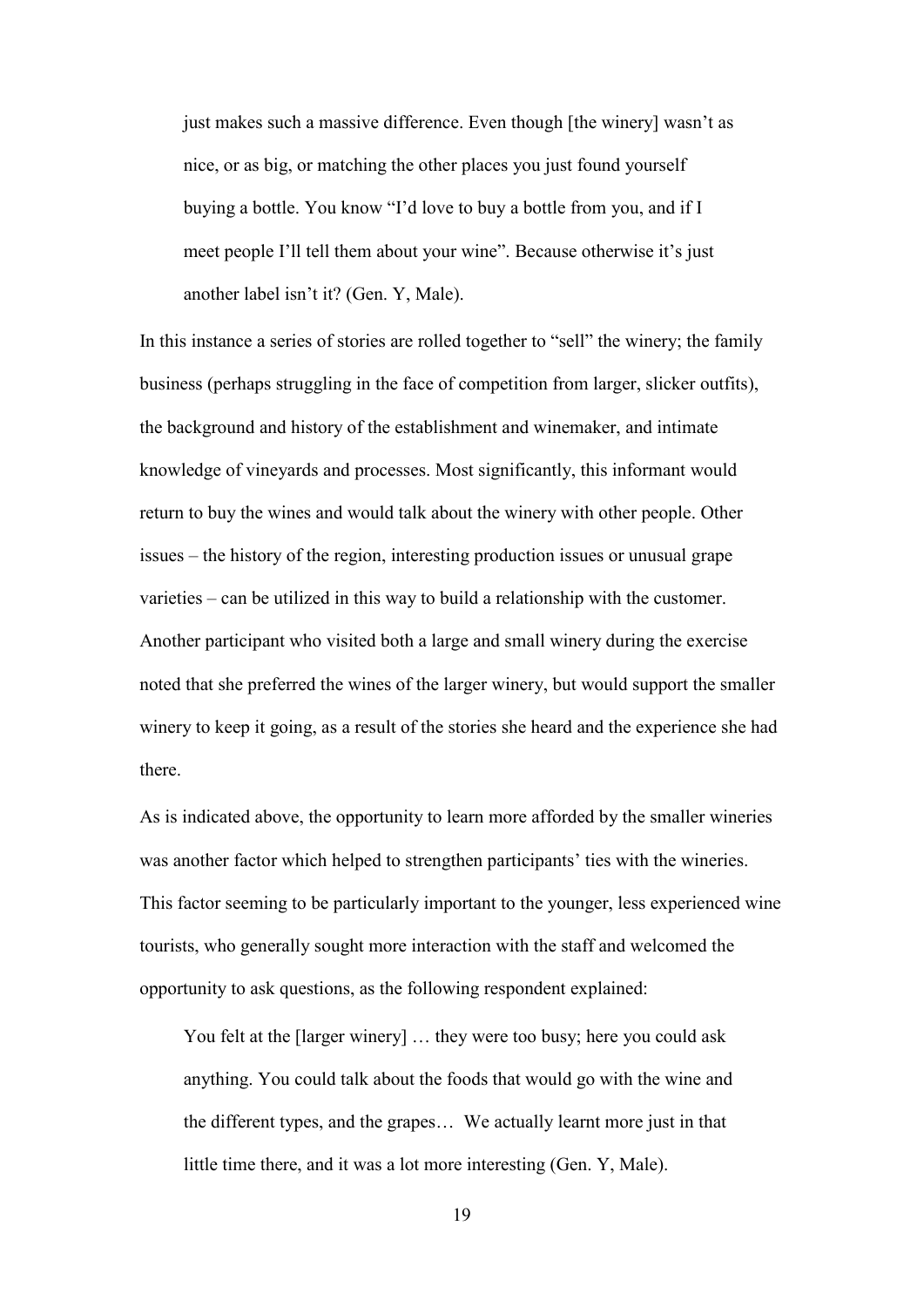> just makes such a massive difference. Even though [the winery] wasn't as nice, or as big, or matching the other places you just found yourself buying a bottle. You know "I'd love to buy a bottle from you, and if I meet people I'll tell them about your wine". Because otherwise it's just another label isn't it? (Gen. Y, Male).

In this instance a series of stories are rolled together to "sell" the winery; the family business (perhaps struggling in the face of competition from larger, slicker outfits), the background and history of the establishment and winemaker, and intimate knowledge of vineyards and processes. Most significantly, this informant would return to buy the wines and would talk about the winery with other people. Other issues – the history of the region, interesting production issues or unusual grape varieties – can be utilized in this way to build a relationship with the customer. Another participant who visited both a large and small winery during the exercise noted that she preferred the wines of the larger winery, but would support the smaller winery to keep it going, as a result of the stories she heard and the experience she had there.

As is indicated above, the opportunity to learn more afforded by the smaller wineries was another factor which helped to strengthen participants' ties with the wineries. This factor seeming to be particularly important to the younger, less experienced wine tourists, who generally sought more interaction with the staff and welcomed the opportunity to ask questions, as the following respondent explained:

> You felt at the [larger winery] … they were too busy; here you could ask anything. You could talk about the foods that would go with the wine and the different types, and the grapes… We actually learnt more just in that little time there, and it was a lot more interesting (Gen. Y, Male).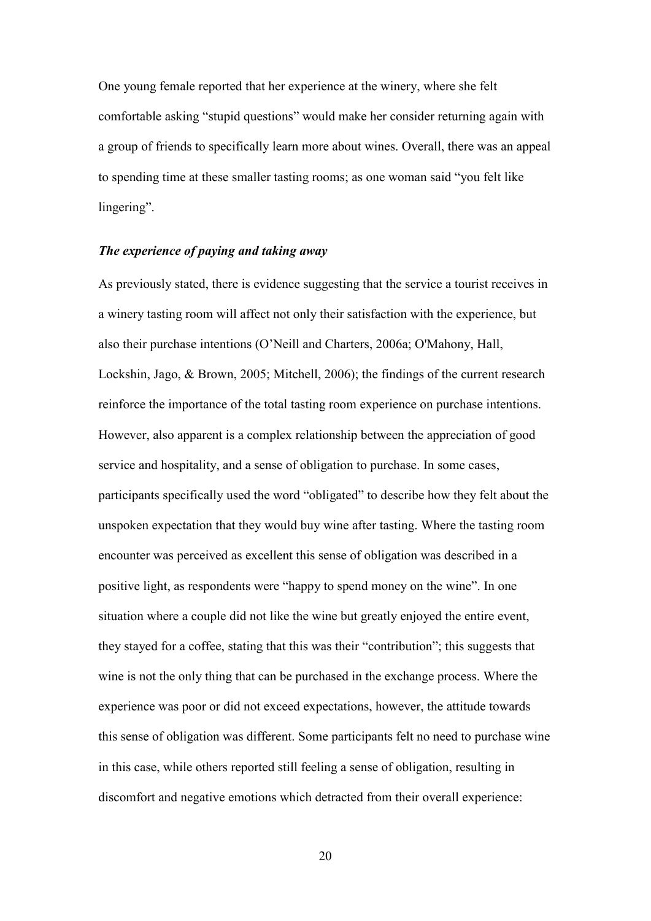One young female reported that her experience at the winery, where she felt comfortable asking "stupid questions" would make her consider returning again with a group of friends to specifically learn more about wines. Overall, there was an appeal to spending time at these smaller tasting rooms; as one woman said "you felt like lingering".

### *The experience of paying and taking away*

As previously stated, there is evidence suggesting that the service a tourist receives in a winery tasting room will affect not only their satisfaction with the experience, but also their purchase intentions (O'Neill and Charters, 2006a; O'Mahony, Hall, Lockshin, Jago, & Brown, 2005; Mitchell, 2006); the findings of the current research reinforce the importance of the total tasting room experience on purchase intentions. However, also apparent is a complex relationship between the appreciation of good service and hospitality, and a sense of obligation to purchase. In some cases, participants specifically used the word "obligated" to describe how they felt about the unspoken expectation that they would buy wine after tasting. Where the tasting room encounter was perceived as excellent this sense of obligation was described in a positive light, as respondents were "happy to spend money on the wine". In one situation where a couple did not like the wine but greatly enjoyed the entire event, they stayed for a coffee, stating that this was their "contribution"; this suggests that wine is not the only thing that can be purchased in the exchange process. Where the experience was poor or did not exceed expectations, however, the attitude towards this sense of obligation was different. Some participants felt no need to purchase wine in this case, while others reported still feeling a sense of obligation, resulting in discomfort and negative emotions which detracted from their overall experience: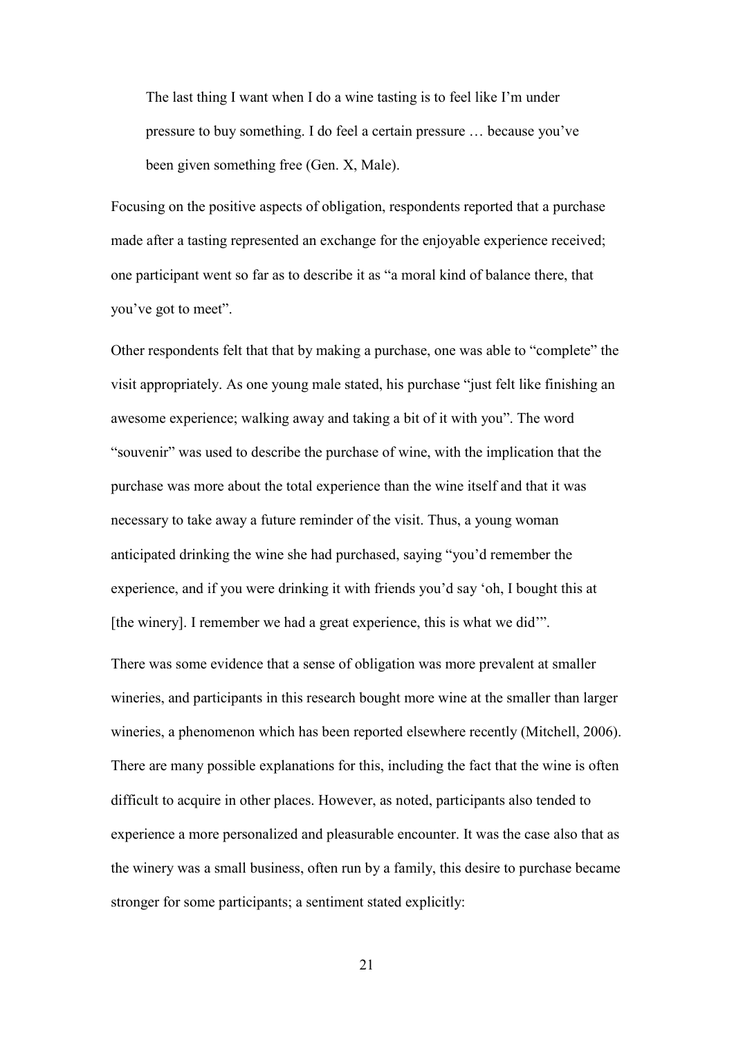> The last thing I want when I do a wine tasting is to feel like I'm under pressure to buy something. I do feel a certain pressure … because you've been given something free (Gen. X, Male).

Focusing on the positive aspects of obligation, respondents reported that a purchase made after a tasting represented an exchange for the enjoyable experience received; one participant went so far as to describe it as "a moral kind of balance there, that you've got to meet".

Other respondents felt that that by making a purchase, one was able to "complete" the visit appropriately. As one young male stated, his purchase "just felt like finishing an awesome experience; walking away and taking a bit of it with you". The word "souvenir" was used to describe the purchase of wine, with the implication that the purchase was more about the total experience than the wine itself and that it was necessary to take away a future reminder of the visit. Thus, a young woman anticipated drinking the wine she had purchased, saying "you'd remember the experience, and if you were drinking it with friends you'd say 'oh, I bought this at [the winery]. I remember we had a great experience, this is what we did'".

There was some evidence that a sense of obligation was more prevalent at smaller wineries, and participants in this research bought more wine at the smaller than larger wineries, a phenomenon which has been reported elsewhere recently (Mitchell, 2006). There are many possible explanations for this, including the fact that the wine is often difficult to acquire in other places. However, as noted, participants also tended to experience a more personalized and pleasurable encounter. It was the case also that as the winery was a small business, often run by a family, this desire to purchase became stronger for some participants; a sentiment stated explicitly: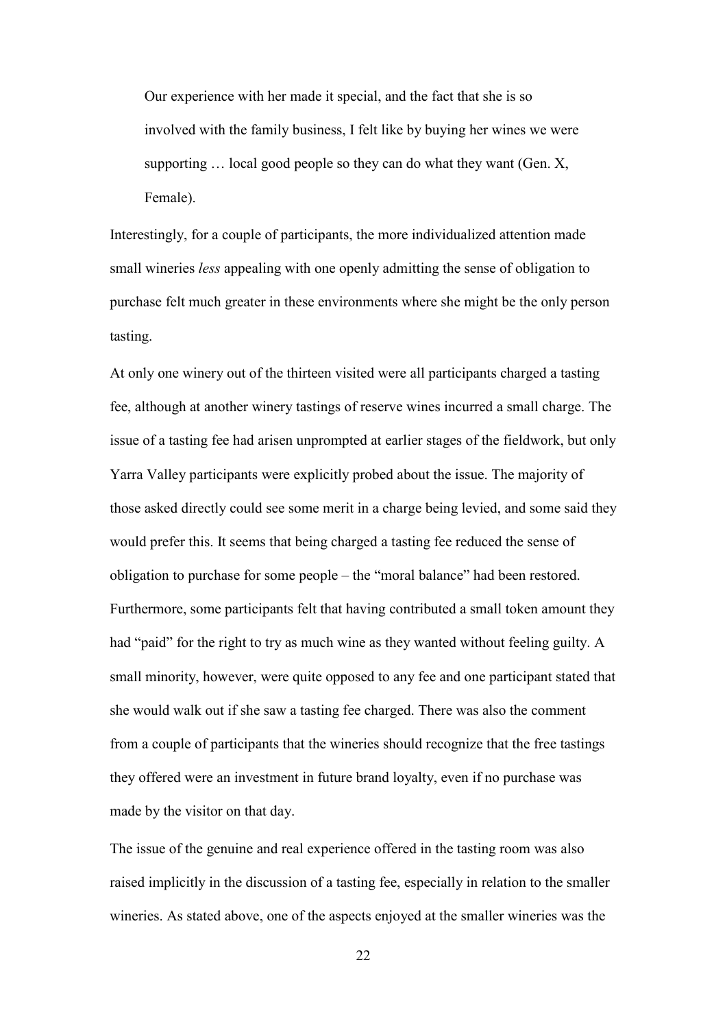> Our experience with her made it special, and the fact that she is so involved with the family business, I felt like by buying her wines we were supporting … local good people so they can do what they want (Gen. X, Female).

Interestingly, for a couple of participants, the more individualized attention made small wineries *less* appealing with one openly admitting the sense of obligation to purchase felt much greater in these environments where she might be the only person tasting.

At only one winery out of the thirteen visited were all participants charged a tasting fee, although at another winery tastings of reserve wines incurred a small charge. The issue of a tasting fee had arisen unprompted at earlier stages of the fieldwork, but only Yarra Valley participants were explicitly probed about the issue. The majority of those asked directly could see some merit in a charge being levied, and some said they would prefer this. It seems that being charged a tasting fee reduced the sense of obligation to purchase for some people – the "moral balance" had been restored. Furthermore, some participants felt that having contributed a small token amount they had "paid" for the right to try as much wine as they wanted without feeling guilty. A small minority, however, were quite opposed to any fee and one participant stated that she would walk out if she saw a tasting fee charged. There was also the comment from a couple of participants that the wineries should recognize that the free tastings they offered were an investment in future brand loyalty, even if no purchase was made by the visitor on that day.

The issue of the genuine and real experience offered in the tasting room was also raised implicitly in the discussion of a tasting fee, especially in relation to the smaller wineries. As stated above, one of the aspects enjoyed at the smaller wineries was the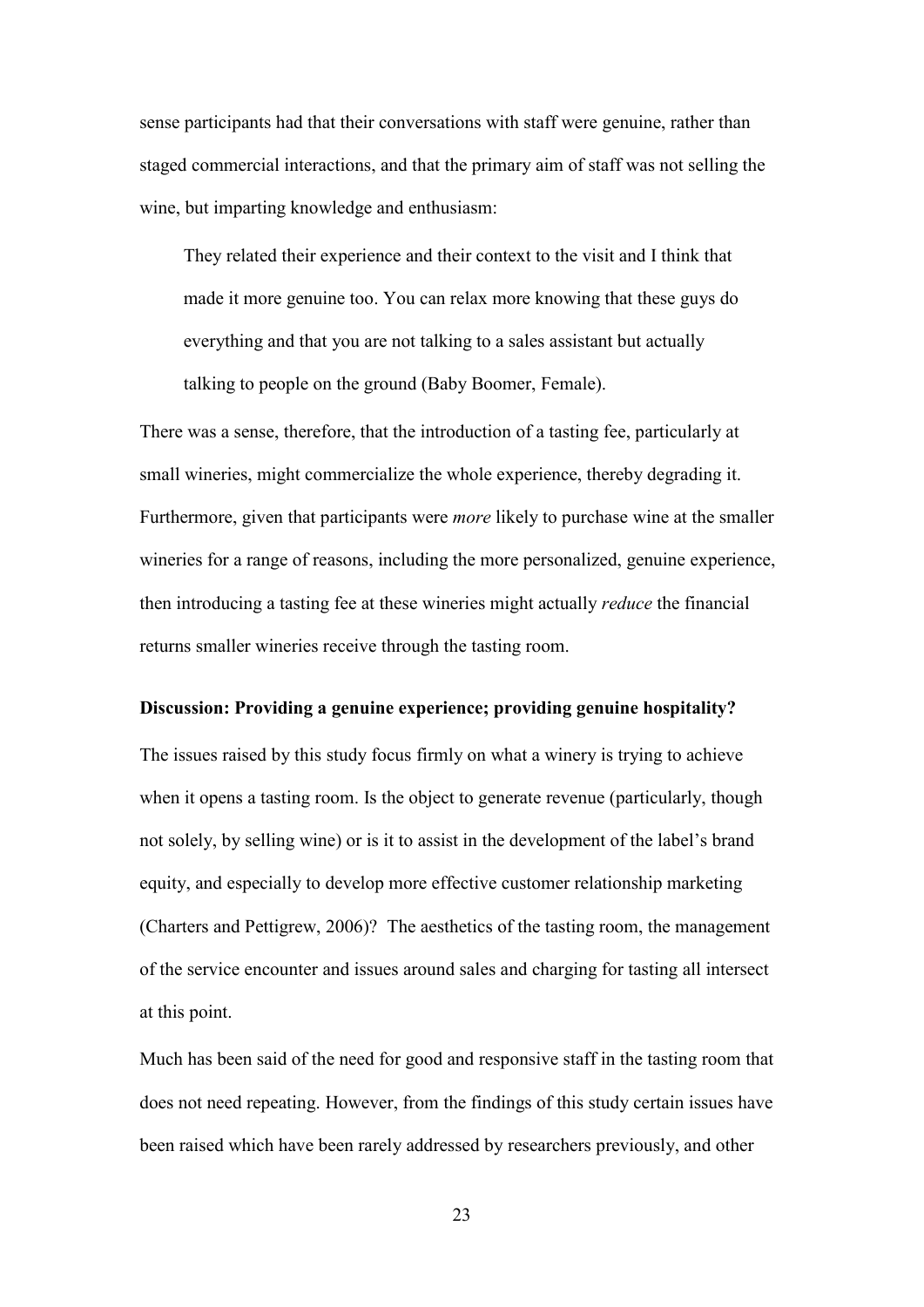sense participants had that their conversations with staff were genuine, rather than staged commercial interactions, and that the primary aim of staff was not selling the wine, but imparting knowledge and enthusiasm:

> They related their experience and their context to the visit and I think that made it more genuine too. You can relax more knowing that these guys do everything and that you are not talking to a sales assistant but actually talking to people on the ground (Baby Boomer, Female).

There was a sense, therefore, that the introduction of a tasting fee, particularly at small wineries, might commercialize the whole experience, thereby degrading it. Furthermore, given that participants were *more* likely to purchase wine at the smaller wineries for a range of reasons, including the more personalized, genuine experience, then introducing a tasting fee at these wineries might actually *reduce* the financial returns smaller wineries receive through the tasting room.

**Discussion: Providing a genuine experience; providing genuine hospitality?**

The issues raised by this study focus firmly on what a winery is trying to achieve when it opens a tasting room. Is the object to generate revenue (particularly, though not solely, by selling wine) or is it to assist in the development of the label's brand equity, and especially to develop more effective customer relationship marketing (Charters and Pettigrew, 2006)? The aesthetics of the tasting room, the management of the service encounter and issues around sales and charging for tasting all intersect at this point.

Much has been said of the need for good and responsive staff in the tasting room that does not need repeating. However, from the findings of this study certain issues have been raised which have been rarely addressed by researchers previously, and other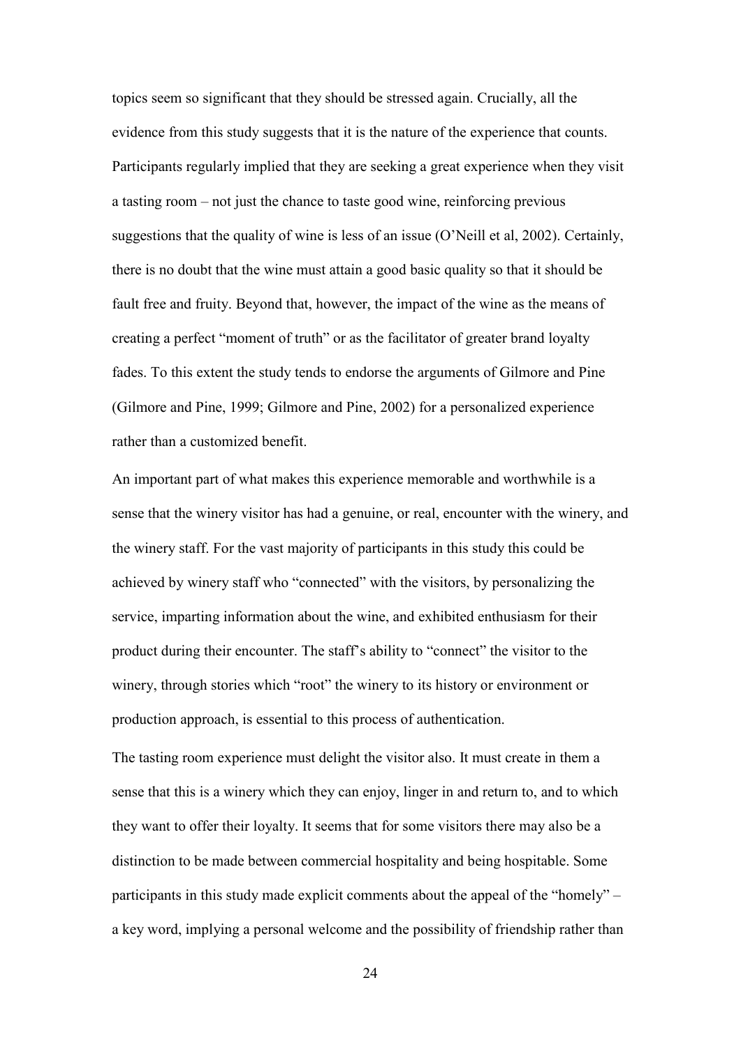topics seem so significant that they should be stressed again. Crucially, all the evidence from this study suggests that it is the nature of the experience that counts. Participants regularly implied that they are seeking a great experience when they visit a tasting room – not just the chance to taste good wine, reinforcing previous suggestions that the quality of wine is less of an issue (O'Neill et al, 2002). Certainly, there is no doubt that the wine must attain a good basic quality so that it should be fault free and fruity. Beyond that, however, the impact of the wine as the means of creating a perfect "moment of truth" or as the facilitator of greater brand loyalty fades. To this extent the study tends to endorse the arguments of Gilmore and Pine (Gilmore and Pine, 1999; Gilmore and Pine, 2002) for a personalized experience rather than a customized benefit.

An important part of what makes this experience memorable and worthwhile is a sense that the winery visitor has had a genuine, or real, encounter with the winery, and the winery staff. For the vast majority of participants in this study this could be achieved by winery staff who "connected" with the visitors, by personalizing the service, imparting information about the wine, and exhibited enthusiasm for their product during their encounter. The staff's ability to "connect" the visitor to the winery, through stories which "root" the winery to its history or environment or production approach, is essential to this process of authentication.

The tasting room experience must delight the visitor also. It must create in them a sense that this is a winery which they can enjoy, linger in and return to, and to which they want to offer their loyalty. It seems that for some visitors there may also be a distinction to be made between commercial hospitality and being hospitable. Some participants in this study made explicit comments about the appeal of the "homely" – a key word, implying a personal welcome and the possibility of friendship rather than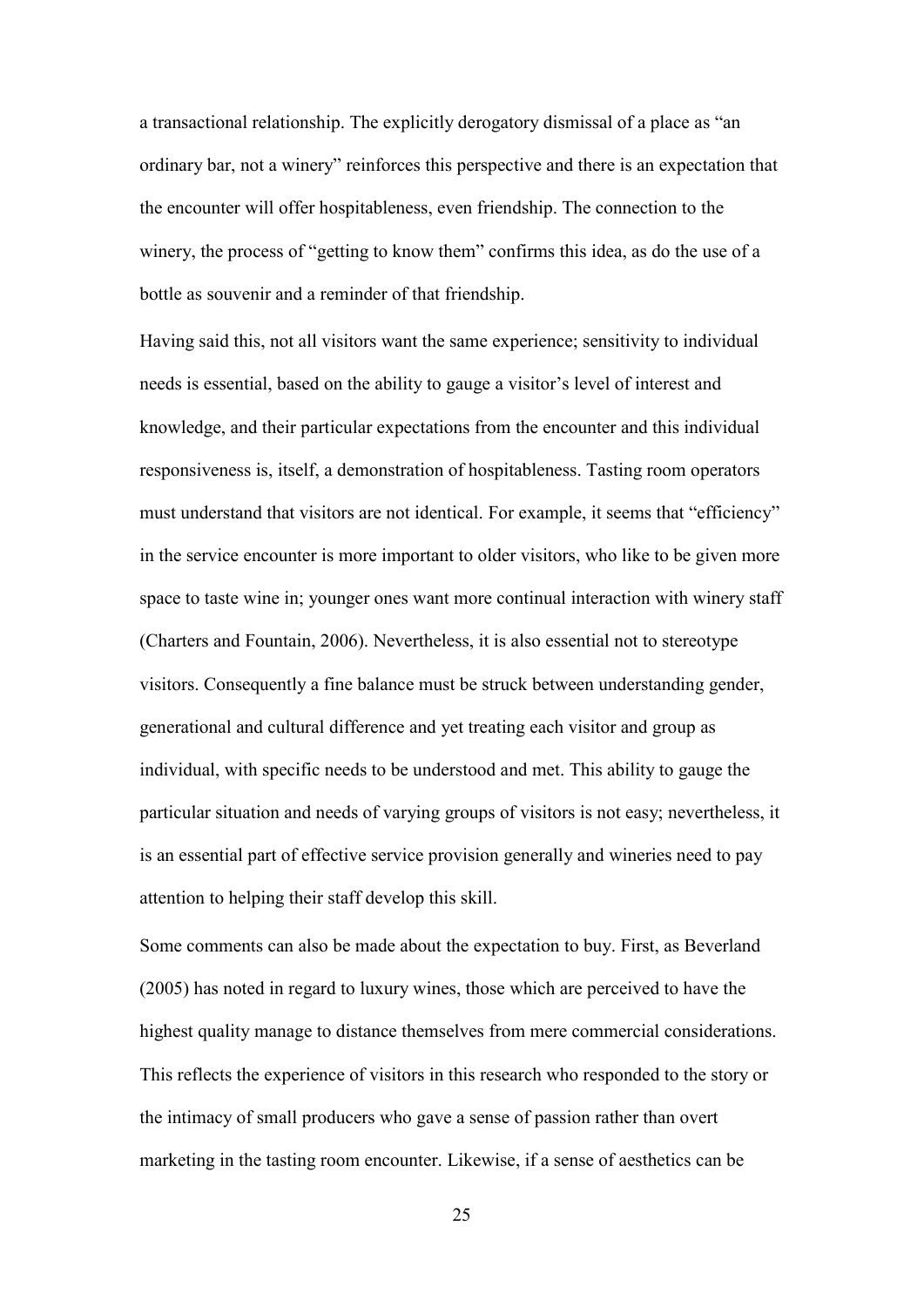a transactional relationship. The explicitly derogatory dismissal of a place as "an ordinary bar, not a winery" reinforces this perspective and there is an expectation that the encounter will offer hospitableness, even friendship. The connection to the winery, the process of "getting to know them" confirms this idea, as do the use of a bottle as souvenir and a reminder of that friendship.

Having said this, not all visitors want the same experience; sensitivity to individual needs is essential, based on the ability to gauge a visitor's level of interest and knowledge, and their particular expectations from the encounter and this individual responsiveness is, itself, a demonstration of hospitableness. Tasting room operators must understand that visitors are not identical. For example, it seems that "efficiency" in the service encounter is more important to older visitors, who like to be given more space to taste wine in; younger ones want more continual interaction with winery staff (Charters and Fountain, 2006). Nevertheless, it is also essential not to stereotype visitors. Consequently a fine balance must be struck between understanding gender, generational and cultural difference and yet treating each visitor and group as individual, with specific needs to be understood and met. This ability to gauge the particular situation and needs of varying groups of visitors is not easy; nevertheless, it is an essential part of effective service provision generally and wineries need to pay attention to helping their staff develop this skill.

Some comments can also be made about the expectation to buy. First, as Beverland (2005) has noted in regard to luxury wines, those which are perceived to have the highest quality manage to distance themselves from mere commercial considerations. This reflects the experience of visitors in this research who responded to the story or the intimacy of small producers who gave a sense of passion rather than overt marketing in the tasting room encounter. Likewise, if a sense of aesthetics can be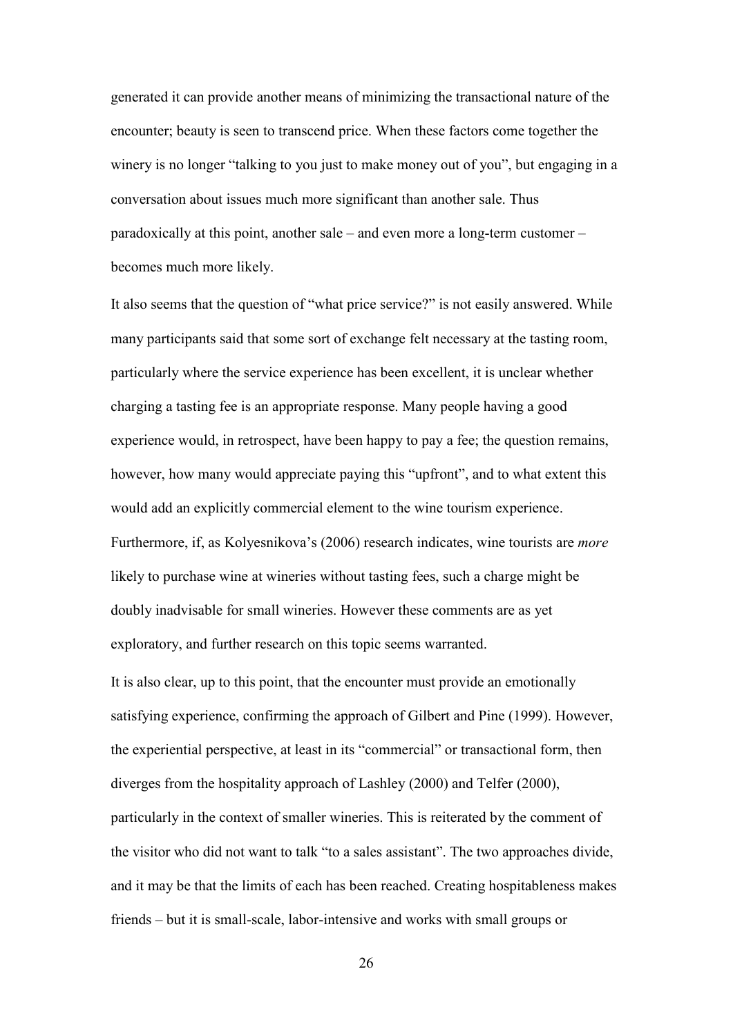generated it can provide another means of minimizing the transactional nature of the encounter; beauty is seen to transcend price. When these factors come together the winery is no longer "talking to you just to make money out of you", but engaging in a conversation about issues much more significant than another sale. Thus paradoxically at this point, another sale – and even more a long-term customer – becomes much more likely.

It also seems that the question of "what price service?" is not easily answered. While many participants said that some sort of exchange felt necessary at the tasting room, particularly where the service experience has been excellent, it is unclear whether charging a tasting fee is an appropriate response. Many people having a good experience would, in retrospect, have been happy to pay a fee; the question remains, however, how many would appreciate paying this "upfront", and to what extent this would add an explicitly commercial element to the wine tourism experience. Furthermore, if, as Kolyesnikova's (2006) research indicates, wine tourists are *more* likely to purchase wine at wineries without tasting fees, such a charge might be doubly inadvisable for small wineries. However these comments are as yet exploratory, and further research on this topic seems warranted.

It is also clear, up to this point, that the encounter must provide an emotionally satisfying experience, confirming the approach of Gilbert and Pine (1999). However, the experiential perspective, at least in its "commercial" or transactional form, then diverges from the hospitality approach of Lashley (2000) and Telfer (2000), particularly in the context of smaller wineries. This is reiterated by the comment of the visitor who did not want to talk "to a sales assistant". The two approaches divide, and it may be that the limits of each has been reached. Creating hospitableness makes friends – but it is small-scale, labor-intensive and works with small groups or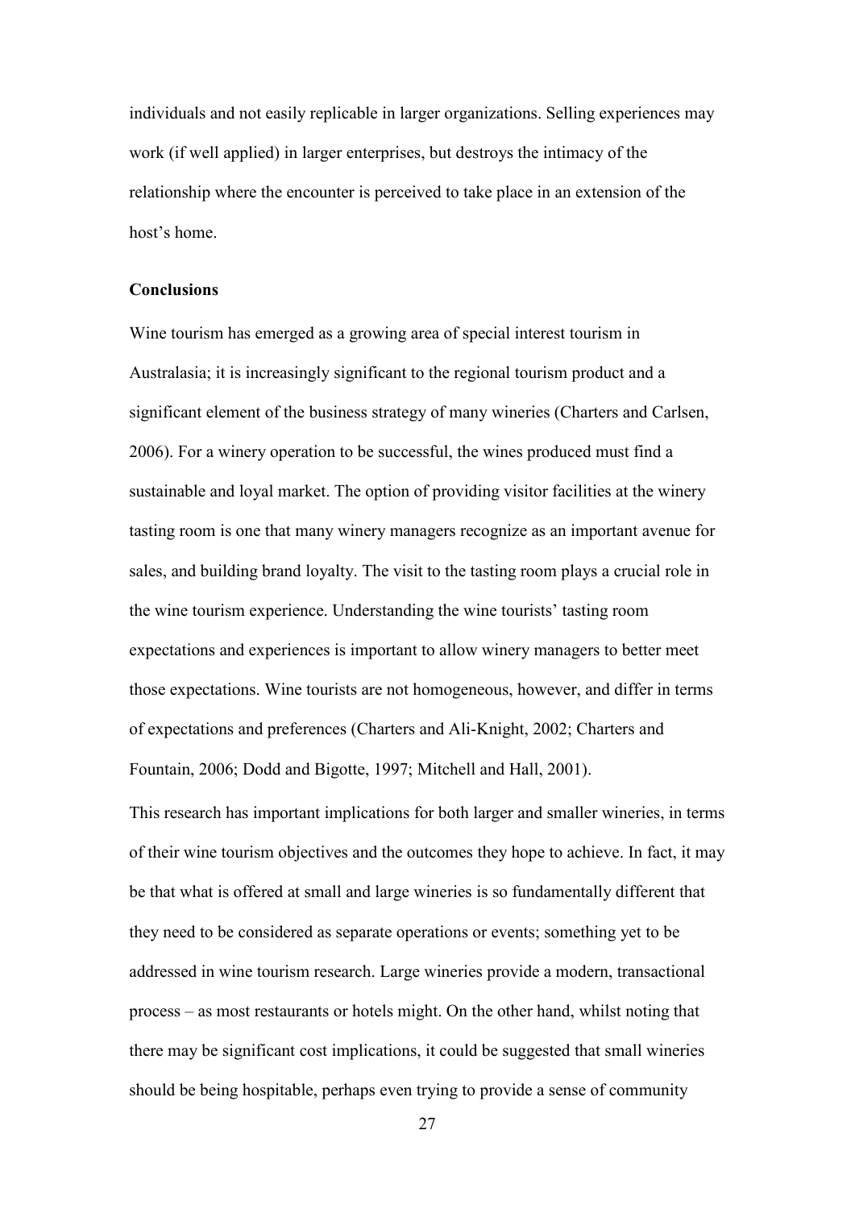individuals and not easily replicable in larger organizations. Selling experiences may work (if well applied) in larger enterprises, but destroys the intimacy of the relationship where the encounter is perceived to take place in an extension of the host's home.

## Conclusions

Wine tourism has emerged as a growing area of special interest tourism in Australasia; it is increasingly significant to the regional tourism product and a significant element of the business strategy of many wineries (Charters and Carlsen, 2006). For a winery operation to be successful, the wines produced must find a sustainable and loyal market. The option of providing visitor facilities at the winery tasting room is one that many winery managers recognize as an important avenue for sales, and building brand loyalty. The visit to the tasting room plays a crucial role in the wine tourism experience. Understanding the wine tourists' tasting room expectations and experiences is important to allow winery managers to better meet those expectations. Wine tourists are not homogeneous, however, and differ in terms of expectations and preferences (Charters and Ali-Knight, 2002; Charters and Fountain, 2006; Dodd and Bigotte, 1997; Mitchell and Hall, 2001).

This research has important implications for both larger and smaller wineries, in terms of their wine tourism objectives and the outcomes they hope to achieve. In fact, it may be that what is offered at small and large wineries is so fundamentally different that they need to be considered as separate operations or events; something yet to be addressed in wine tourism research. Large wineries provide a modern, transactional process – as most restaurants or hotels might. On the other hand, whilst noting that there may be significant cost implications, it could be suggested that small wineries should be being hospitable, perhaps even trying to provide a sense of community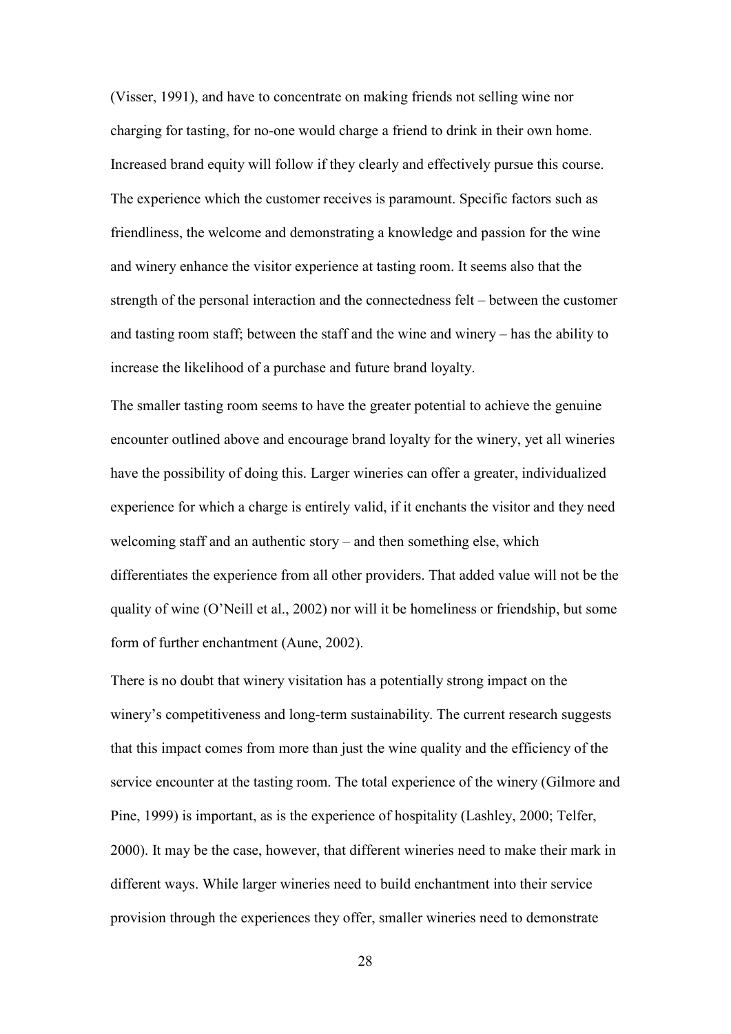(Visser, 1991), and have to concentrate on making friends not selling wine nor charging for tasting, for no-one would charge a friend to drink in their own home. Increased brand equity will follow if they clearly and effectively pursue this course. The experience which the customer receives is paramount. Specific factors such as friendliness, the welcome and demonstrating a knowledge and passion for the wine and winery enhance the visitor experience at tasting room. It seems also that the strength of the personal interaction and the connectedness felt – between the customer and tasting room staff; between the staff and the wine and winery – has the ability to increase the likelihood of a purchase and future brand loyalty.

The smaller tasting room seems to have the greater potential to achieve the genuine encounter outlined above and encourage brand loyalty for the winery, yet all wineries have the possibility of doing this. Larger wineries can offer a greater, individualized experience for which a charge is entirely valid, if it enchants the visitor and they need welcoming staff and an authentic story – and then something else, which differentiates the experience from all other providers. That added value will not be the quality of wine (O'Neill et al., 2002) nor will it be homeliness or friendship, but some form of further enchantment (Aune, 2002).

There is no doubt that winery visitation has a potentially strong impact on the winery's competitiveness and long-term sustainability. The current research suggests that this impact comes from more than just the wine quality and the efficiency of the service encounter at the tasting room. The total experience of the winery (Gilmore and Pine, 1999) is important, as is the experience of hospitality (Lashley, 2000; Telfer, 2000). It may be the case, however, that different wineries need to make their mark in different ways. While larger wineries need to build enchantment into their service provision through the experiences they offer, smaller wineries need to demonstrate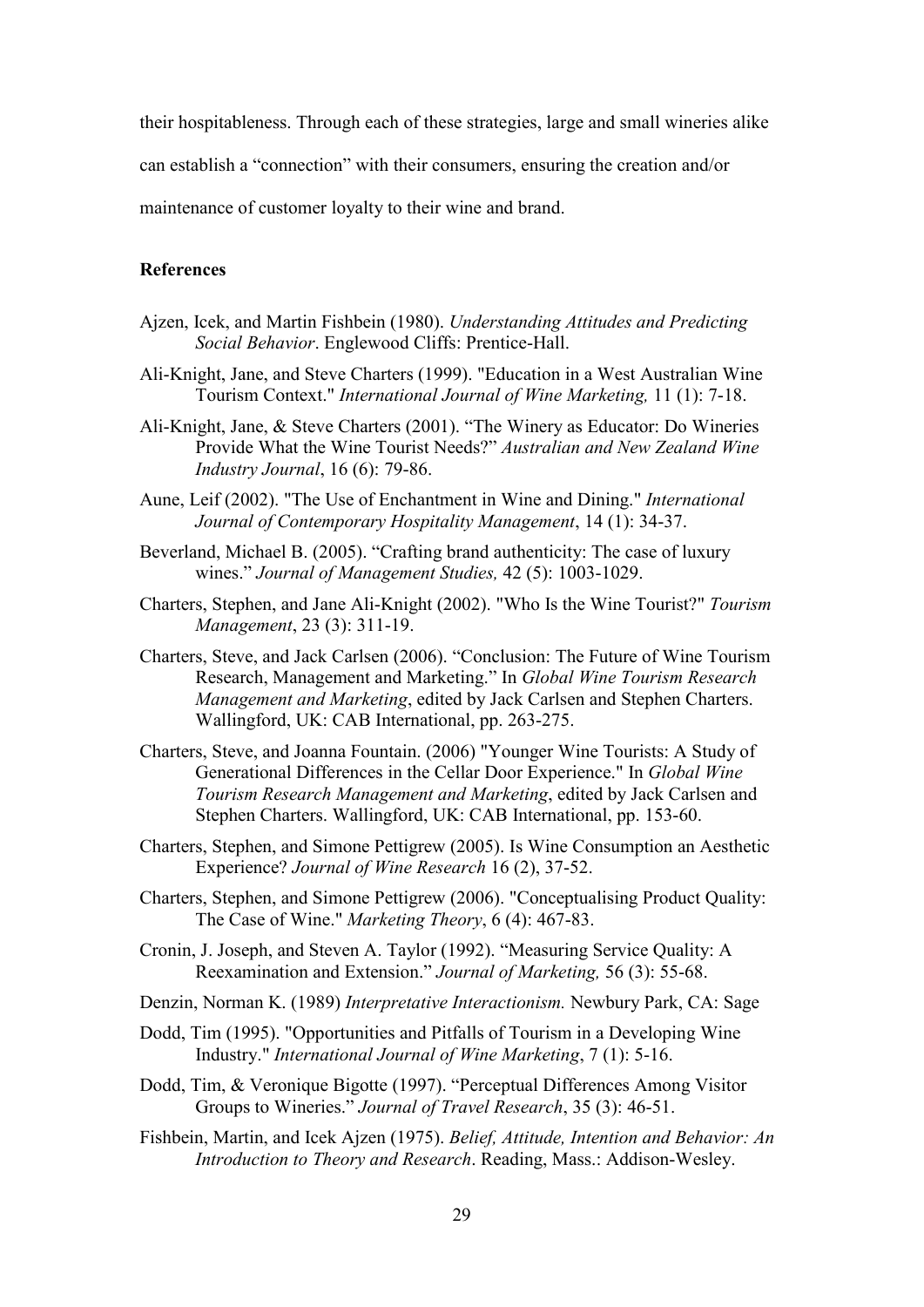their hospitableness. Through each of these strategies, large and small wineries alike can establish a "connection" with their consumers, ensuring the creation and/or maintenance of customer loyalty to their wine and brand.

## References

Ajzen, Icek, and Martin Fishbein (1980). *Understanding Attitudes and Predicting Social Behavior*. Englewood Cliffs: Prentice-Hall.

Ali-Knight, Jane, and Steve Charters (1999). "Education in a West Australian Wine Tourism Context." *International Journal of Wine Marketing,* 11 (1): 7-18.

Ali-Knight, Jane, & Steve Charters (2001). "The Winery as Educator: Do Wineries Provide What the Wine Tourist Needs?" *Australian and New Zealand Wine Industry Journal*, 16 (6): 79-86.

Aune, Leif (2002). "The Use of Enchantment in Wine and Dining." *International Journal of Contemporary Hospitality Management*, 14 (1): 34-37.

Beverland, Michael B. (2005). "Crafting brand authenticity: The case of luxury wines." *Journal of Management Studies,* 42 (5): 1003-1029.

Charters, Stephen, and Jane Ali-Knight (2002). "Who Is the Wine Tourist?" *Tourism Management*, 23 (3): 311-19.

Charters, Steve, and Jack Carlsen (2006). "Conclusion: The Future of Wine Tourism Research, Management and Marketing." In *Global Wine Tourism Research Management and Marketing*, edited by Jack Carlsen and Stephen Charters. Wallingford, UK: CAB International, pp. 263-275.

Charters, Steve, and Joanna Fountain. (2006) "Younger Wine Tourists: A Study of Generational Differences in the Cellar Door Experience." In *Global Wine Tourism Research Management and Marketing*, edited by Jack Carlsen and Stephen Charters. Wallingford, UK: CAB International, pp. 153-60.

Charters, Stephen, and Simone Pettigrew (2005). Is Wine Consumption an Aesthetic Experience? *Journal of Wine Research* 16 (2), 37-52.

Charters, Stephen, and Simone Pettigrew (2006). "Conceptualising Product Quality: The Case of Wine." *Marketing Theory*, 6 (4): 467-83.

Cronin, J. Joseph, and Steven A. Taylor (1992). "Measuring Service Quality: A Reexamination and Extension." *Journal of Marketing,* 56 (3): 55-68.

Denzin, Norman K. (1989) *Interpretative Interactionism.* Newbury Park, CA: Sage

Dodd, Tim (1995). "Opportunities and Pitfalls of Tourism in a Developing Wine Industry." *International Journal of Wine Marketing*, 7 (1): 5-16.

Dodd, Tim, & Veronique Bigotte (1997). "Perceptual Differences Among Visitor Groups to Wineries." *Journal of Travel Research*, 35 (3): 46-51.

Fishbein, Martin, and Icek Ajzen (1975). *Belief, Attitude, Intention and Behavior: An Introduction to Theory and Research*. Reading, Mass.: Addison-Wesley.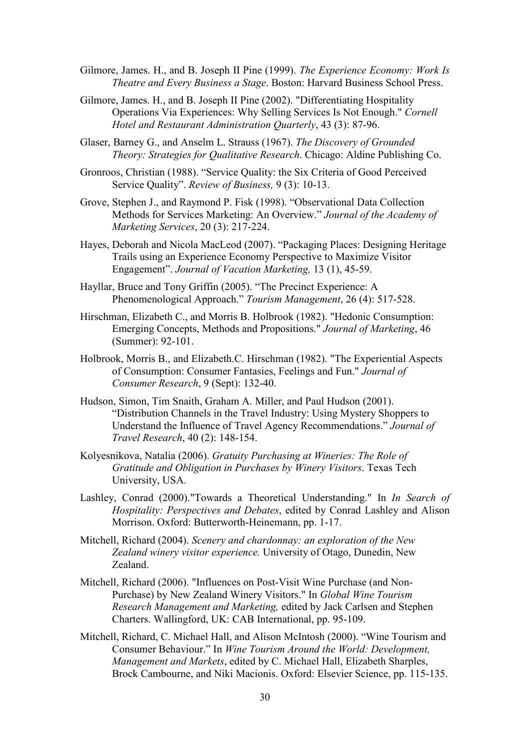Gilmore, James. H., and B. Joseph II Pine (1999). *The Experience Economy: Work Is Theatre and Every Business a Stage*. Boston: Harvard Business School Press.

Gilmore, James. H., and B. Joseph II Pine (2002). "Differentiating Hospitality Operations Via Experiences: Why Selling Services Is Not Enough." *Cornell Hotel and Restaurant Administration Quarterly*, 43 (3): 87-96.

Glaser, Barney G., and Anselm L. Strauss (1967). *The Discovery of Grounded Theory: Strategies for Qualitative Research*. Chicago: Aldine Publishing Co.

Gronroos, Christian (1988). "Service Quality: the Six Criteria of Good Perceived Service Quality". *Review of Business,* 9 (3): 10-13.

Grove, Stephen J., and Raymond P. Fisk (1998). "Observational Data Collection Methods for Services Marketing: An Overview." *Journal of the Academy of Marketing Services*, 20 (3): 217-224.

Hayes, Deborah and Nicola MacLeod (2007). "Packaging Places: Designing Heritage Trails using an Experience Economy Perspective to Maximize Visitor Engagement". *Journal of Vacation Marketing,* 13 (1), 45-59.

Hayllar, Bruce and Tony Griffin (2005). "The Precinct Experience: A Phenomenological Approach." *Tourism Management*, 26 (4): 517-528.

Hirschman, Elizabeth C., and Morris B. Holbrook (1982). "Hedonic Consumption: Emerging Concepts, Methods and Propositions." *Journal of Marketing*, 46 (Summer): 92-101.

Holbrook, Morris B., and Elizabeth.C. Hirschman (1982). "The Experiential Aspects of Consumption: Consumer Fantasies, Feelings and Fun." *Journal of Consumer Research*, 9 (Sept): 132-40.

Hudson, Simon, Tim Snaith, Graham A. Miller, and Paul Hudson (2001). "Distribution Channels in the Travel Industry: Using Mystery Shoppers to Understand the Influence of Travel Agency Recommendations." *Journal of Travel Research*, 40 (2): 148-154.

Kolyesnikova, Natalia (2006). *Gratuity Purchasing at Wineries: The Role of Gratitude and Obligation in Purchases by Winery Visitors*. Texas Tech University, USA.

Lashley, Conrad (2000)."Towards a Theoretical Understanding." In *In Search of Hospitality: Perspectives and Debates*, edited by Conrad Lashley and Alison Morrison. Oxford: Butterworth-Heinemann, pp. 1-17.

Mitchell, Richard (2004). *Scenery and chardonnay: an exploration of the New Zealand winery visitor experience.* University of Otago, Dunedin, New Zealand.

Mitchell, Richard (2006). "Influences on Post-Visit Wine Purchase (and Non-Purchase) by New Zealand Winery Visitors." In *Global Wine Tourism Research Management and Marketing,* edited by Jack Carlsen and Stephen Charters. Wallingford, UK: CAB International, pp. 95-109.

Mitchell, Richard, C. Michael Hall, and Alison McIntosh (2000). "Wine Tourism and Consumer Behaviour." In *Wine Tourism Around the World: Development, Management and Markets*, edited by C. Michael Hall, Elizabeth Sharples, Brock Cambourne, and Niki Macionis. Oxford: Elsevier Science, pp. 115-135.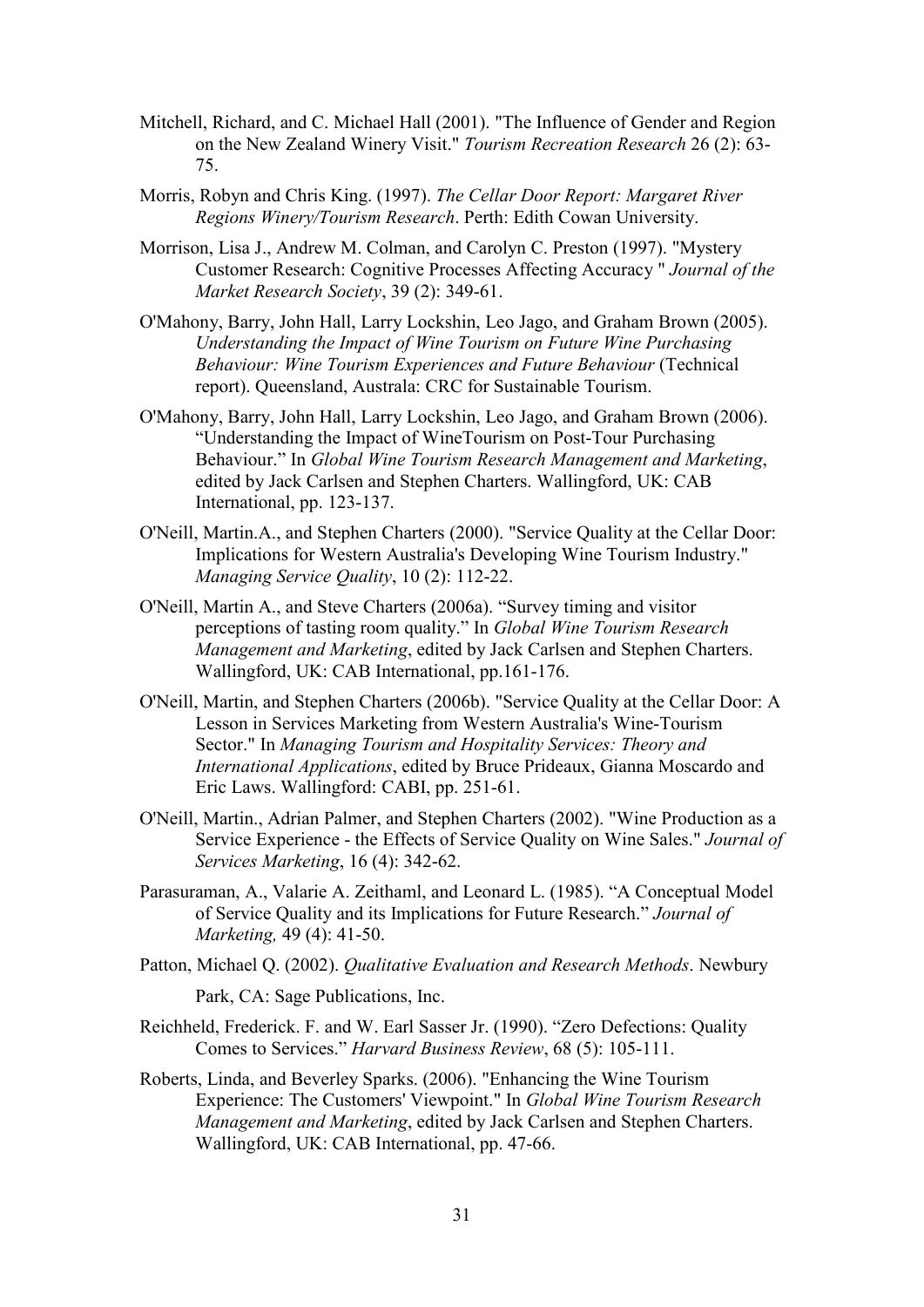Mitchell, Richard, and C. Michael Hall (2001). "The Influence of Gender and Region on the New Zealand Winery Visit." *Tourism Recreation Research* 26 (2): 63-75.

Morris, Robyn and Chris King. (1997). *The Cellar Door Report: Margaret River Regions Winery/Tourism Research*. Perth: Edith Cowan University.

Morrison, Lisa J., Andrew M. Colman, and Carolyn C. Preston (1997). "Mystery Customer Research: Cognitive Processes Affecting Accuracy " *Journal of the Market Research Society*, 39 (2): 349-61.

O'Mahony, Barry, John Hall, Larry Lockshin, Leo Jago, and Graham Brown (2005). *Understanding the Impact of Wine Tourism on Future Wine Purchasing Behaviour: Wine Tourism Experiences and Future Behaviour* (Technical report). Queensland, Australa: CRC for Sustainable Tourism.

O'Mahony, Barry, John Hall, Larry Lockshin, Leo Jago, and Graham Brown (2006). "Understanding the Impact of WineTourism on Post-Tour Purchasing Behaviour." In *Global Wine Tourism Research Management and Marketing*, edited by Jack Carlsen and Stephen Charters. Wallingford, UK: CAB International, pp. 123-137.

O'Neill, Martin.A., and Stephen Charters (2000). "Service Quality at the Cellar Door: Implications for Western Australia's Developing Wine Tourism Industry." *Managing Service Quality*, 10 (2): 112-22.

O'Neill, Martin A., and Steve Charters (2006a). "Survey timing and visitor perceptions of tasting room quality." In *Global Wine Tourism Research Management and Marketing*, edited by Jack Carlsen and Stephen Charters. Wallingford, UK: CAB International, pp.161-176.

O'Neill, Martin, and Stephen Charters (2006b). "Service Quality at the Cellar Door: A Lesson in Services Marketing from Western Australia's Wine-Tourism Sector." In *Managing Tourism and Hospitality Services: Theory and International Applications*, edited by Bruce Prideaux, Gianna Moscardo and Eric Laws. Wallingford: CABI, pp. 251-61.

O'Neill, Martin., Adrian Palmer, and Stephen Charters (2002). "Wine Production as a Service Experience - the Effects of Service Quality on Wine Sales." *Journal of Services Marketing*, 16 (4): 342-62.

Parasuraman, A., Valarie A. Zeithaml, and Leonard L. (1985). "A Conceptual Model of Service Quality and its Implications for Future Research." *Journal of Marketing,* 49 (4): 41-50.

Patton, Michael Q. (2002). *Qualitative Evaluation and Research Methods*. Newbury Park, CA: Sage Publications, Inc.

Reichheld, Frederick. F. and W. Earl Sasser Jr. (1990). "Zero Defections: Quality Comes to Services." *Harvard Business Review*, 68 (5): 105-111.

Roberts, Linda, and Beverley Sparks. (2006). "Enhancing the Wine Tourism Experience: The Customers' Viewpoint." In *Global Wine Tourism Research Management and Marketing*, edited by Jack Carlsen and Stephen Charters. Wallingford, UK: CAB International, pp. 47-66.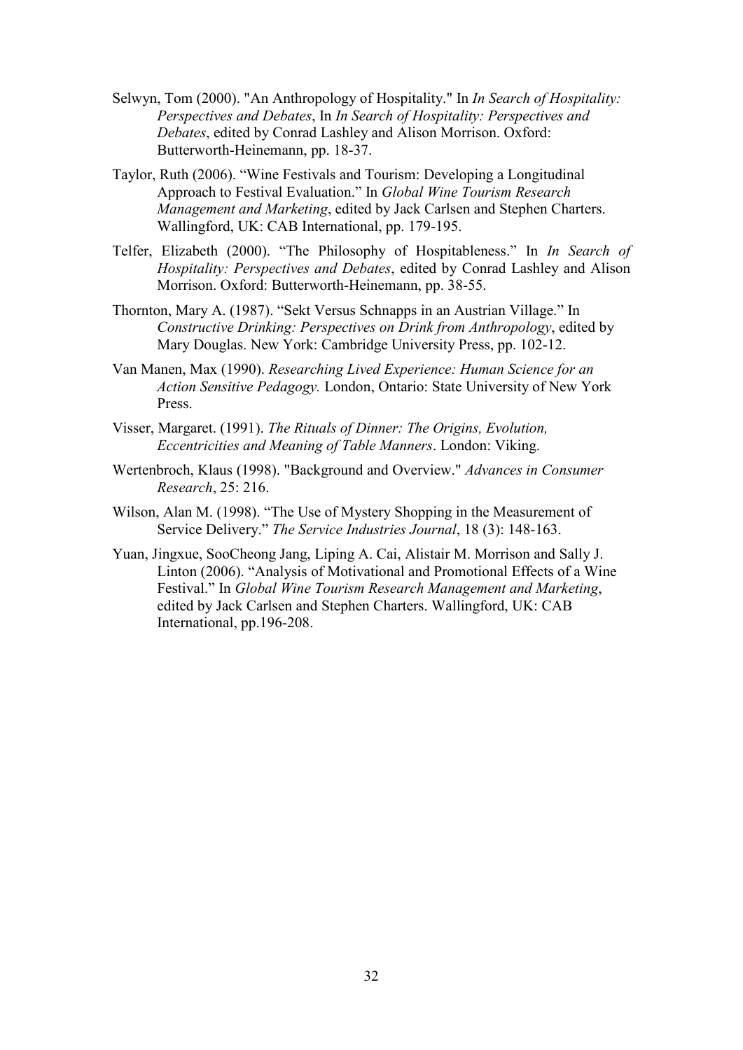Selwyn, Tom (2000). "An Anthropology of Hospitality." In *In Search of Hospitality: Perspectives and Debates*, In *In Search of Hospitality: Perspectives and Debates*, edited by Conrad Lashley and Alison Morrison. Oxford: Butterworth-Heinemann, pp. 18-37.

Taylor, Ruth (2006). "Wine Festivals and Tourism: Developing a Longitudinal Approach to Festival Evaluation." In *Global Wine Tourism Research Management and Marketing*, edited by Jack Carlsen and Stephen Charters. Wallingford, UK: CAB International, pp. 179-195.

Telfer, Elizabeth (2000). "The Philosophy of Hospitableness." In *In Search of Hospitality: Perspectives and Debates*, edited by Conrad Lashley and Alison Morrison. Oxford: Butterworth-Heinemann, pp. 38-55.

Thornton, Mary A. (1987). "Sekt Versus Schnapps in an Austrian Village." In *Constructive Drinking: Perspectives on Drink from Anthropology*, edited by Mary Douglas. New York: Cambridge University Press, pp. 102-12.

Van Manen, Max (1990). *Researching Lived Experience: Human Science for an Action Sensitive Pedagogy.* London, Ontario: State University of New York Press.

Visser, Margaret. (1991). *The Rituals of Dinner: The Origins, Evolution, Eccentricities and Meaning of Table Manners*. London: Viking.

Wertenbroch, Klaus (1998). "Background and Overview." *Advances in Consumer Research*, 25: 216.

Wilson, Alan M. (1998). "The Use of Mystery Shopping in the Measurement of Service Delivery." *The Service Industries Journal*, 18 (3): 148-163.

Yuan, Jingxue, SooCheong Jang, Liping A. Cai, Alistair M. Morrison and Sally J. Linton (2006). "Analysis of Motivational and Promotional Effects of a Wine Festival." In *Global Wine Tourism Research Management and Marketing*, edited by Jack Carlsen and Stephen Charters. Wallingford, UK: CAB International, pp.196-208.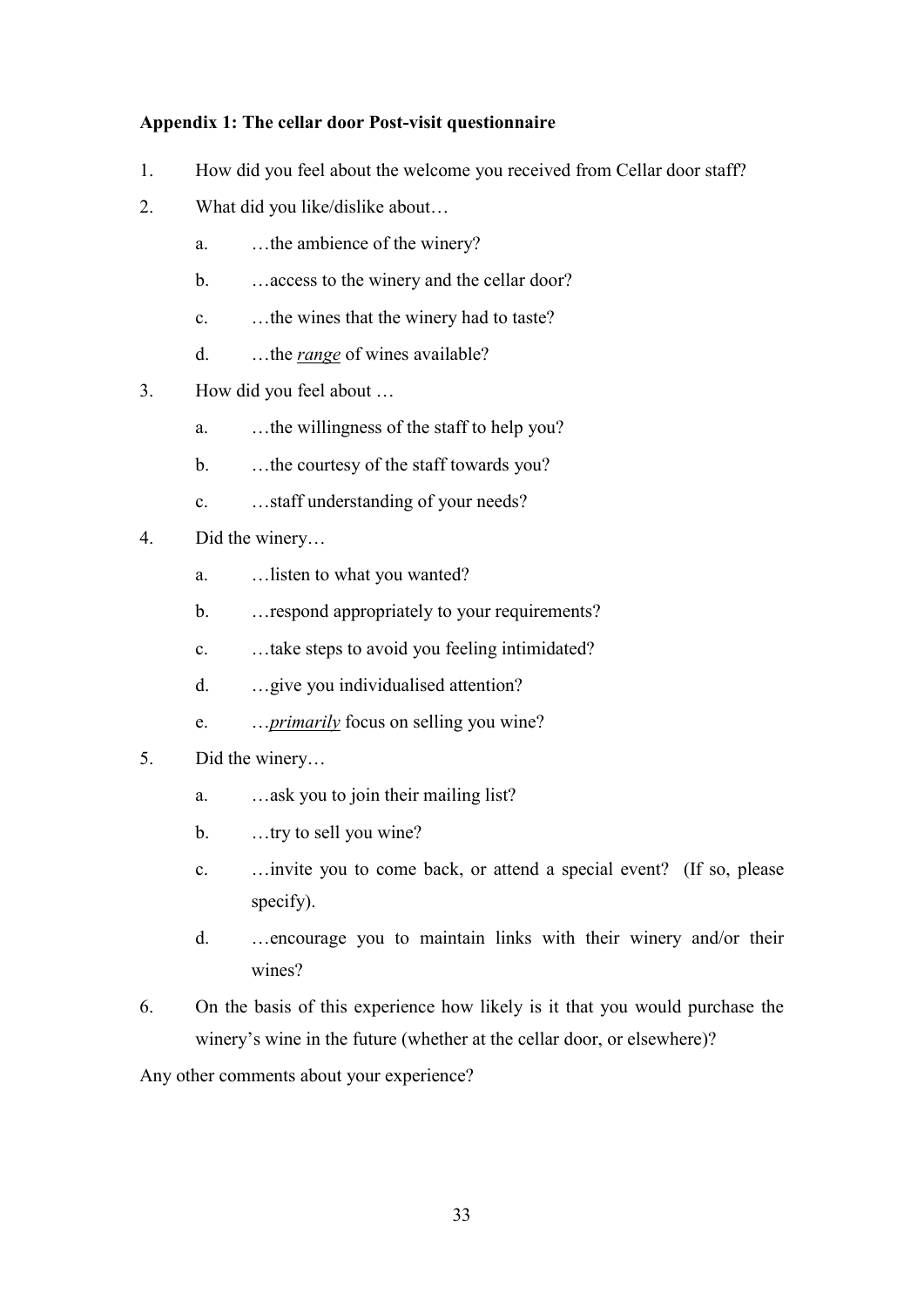**Appendix 1: The cellar door Post-visit questionnaire**

1. How did you feel about the welcome you received from Cellar door staff?
2. What did you like/dislike about…
   a. …the ambience of the winery?
   b. …access to the winery and the cellar door?
   c. …the wines that the winery had to taste?
   d. …the *range* of wines available?
3. How did you feel about …
   a. …the willingness of the staff to help you?
   b. …the courtesy of the staff towards you?
   c. …staff understanding of your needs?
4. Did the winery…
   a. …listen to what you wanted?
   b. …respond appropriately to your requirements?
   c. …take steps to avoid you feeling intimidated?
   d. …give you individualised attention?
   e. …*primarily* focus on selling you wine?
5. Did the winery…
   a. …ask you to join their mailing list?
   b. …try to sell you wine?
   c. …invite you to come back, or attend a special event? (If so, please specify).
   d. …encourage you to maintain links with their winery and/or their wines?
6. On the basis of this experience how likely is it that you would purchase the winery's wine in the future (whether at the cellar door, or elsewhere)?

Any other comments about your experience?